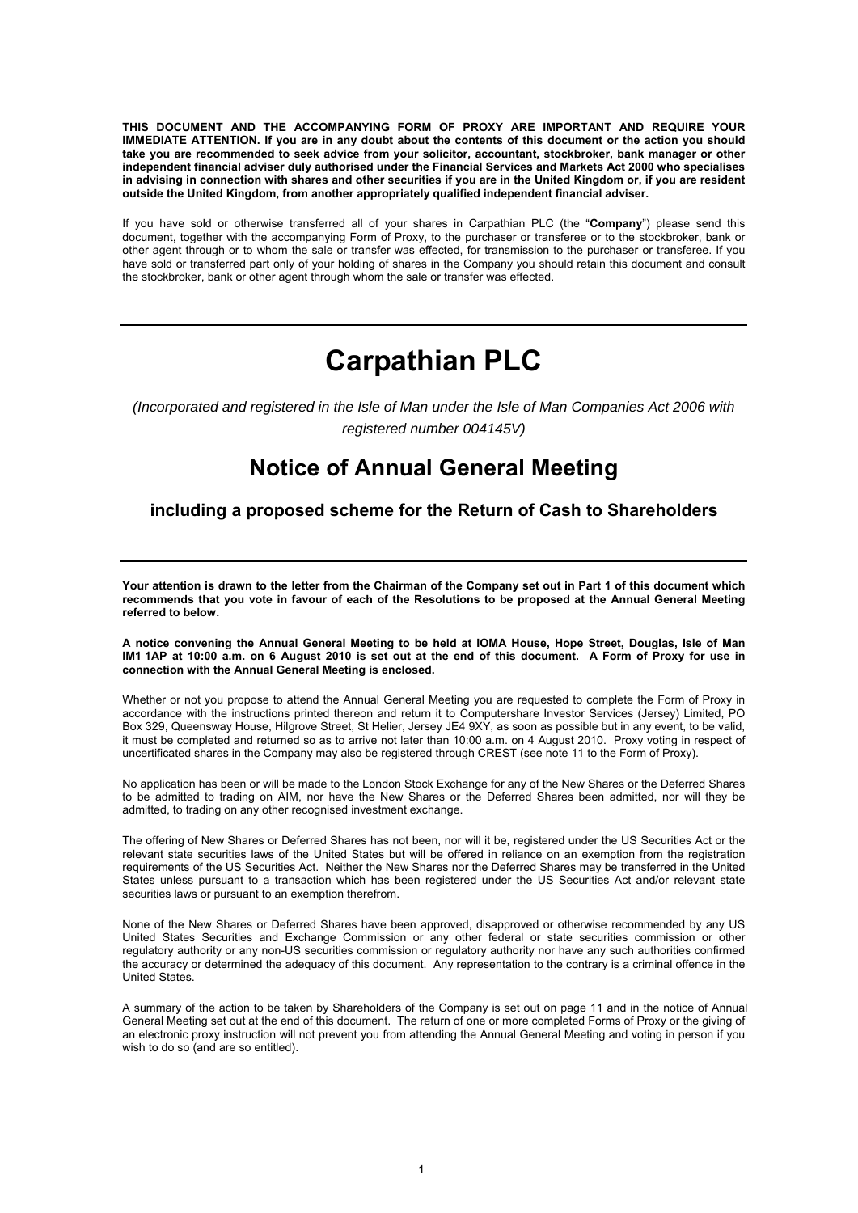**THIS DOCUMENT AND THE ACCOMPANYING FORM OF PROXY ARE IMPORTANT AND REQUIRE YOUR IMMEDIATE ATTENTION. If you are in any doubt about the contents of this document or the action you should take you are recommended to seek advice from your solicitor, accountant, stockbroker, bank manager or other independent financial adviser duly authorised under the Financial Services and Markets Act 2000 who specialises in advising in connection with shares and other securities if you are in the United Kingdom or, if you are resident outside the United Kingdom, from another appropriately qualified independent financial adviser.**

If you have sold or otherwise transferred all of your shares in Carpathian PLC (the "**Company**") please send this document, together with the accompanying Form of Proxy, to the purchaser or transferee or to the stockbroker, bank or other agent through or to whom the sale or transfer was effected, for transmission to the purchaser or transferee. If you have sold or transferred part only of your holding of shares in the Company you should retain this document and consult the stockbroker, bank or other agent through whom the sale or transfer was effected.

---

# Carpathian PLC

*(Incorporated and registered in the Isle of Man under the Isle of Man Companies Act 2006 with registered number 004145V)*

## Notice of Annual General Meeting

### including a proposed scheme for the Return of Cash to Shareholders

---

**Your attention is drawn to the letter from the Chairman of the Company set out in Part 1 of this document which recommends that you vote in favour of each of the Resolutions to be proposed at the Annual General Meeting referred to below.**

**A notice convening the Annual General Meeting to be held at IOMA House, Hope Street, Douglas, Isle of Man IM1 1AP at 10:00 a.m. on 6 August 2010 is set out at the end of this document. A Form of Proxy for use in connection with the Annual General Meeting is enclosed.**

Whether or not you propose to attend the Annual General Meeting you are requested to complete the Form of Proxy in accordance with the instructions printed thereon and return it to Computershare Investor Services (Jersey) Limited, PO Box 329, Queensway House, Hilgrove Street, St Helier, Jersey JE4 9XY, as soon as possible but in any event, to be valid, it must be completed and returned so as to arrive not later than 10:00 a.m. on 4 August 2010. Proxy voting in respect of uncertificated shares in the Company may also be registered through CREST (see note 11 to the Form of Proxy).

No application has been or will be made to the London Stock Exchange for any of the New Shares or the Deferred Shares to be admitted to trading on AIM, nor have the New Shares or the Deferred Shares been admitted, nor will they be admitted, to trading on any other recognised investment exchange.

The offering of New Shares or Deferred Shares has not been, nor will it be, registered under the US Securities Act or the relevant state securities laws of the United States but will be offered in reliance on an exemption from the registration requirements of the US Securities Act. Neither the New Shares nor the Deferred Shares may be transferred in the United States unless pursuant to a transaction which has been registered under the US Securities Act and/or relevant state securities laws or pursuant to an exemption therefrom.

None of the New Shares or Deferred Shares have been approved, disapproved or otherwise recommended by any US United States Securities and Exchange Commission or any other federal or state securities commission or other regulatory authority or any non-US securities commission or regulatory authority nor have any such authorities confirmed the accuracy or determined the adequacy of this document. Any representation to the contrary is a criminal offence in the United States.

A summary of the action to be taken by Shareholders of the Company is set out on page 11 and in the notice of Annual General Meeting set out at the end of this document. The return of one or more completed Forms of Proxy or the giving of an electronic proxy instruction will not prevent you from attending the Annual General Meeting and voting in person if you wish to do so (and are so entitled).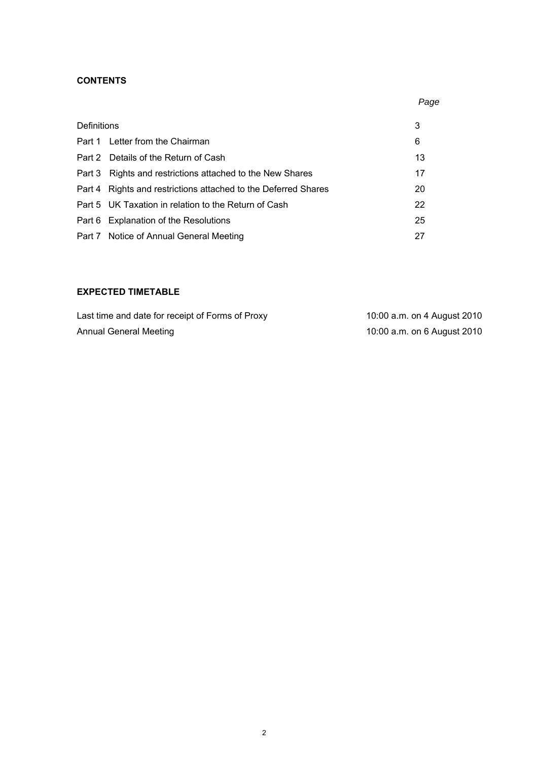## CONTENTS

| | *Page* |
|---|---|
| Definitions | 3 |
| Part 1 Letter from the Chairman | 6 |
| Part 2 Details of the Return of Cash | 13 |
| Part 3 Rights and restrictions attached to the New Shares | 17 |
| Part 4 Rights and restrictions attached to the Deferred Shares | 20 |
| Part 5 UK Taxation in relation to the Return of Cash | 22 |
| Part 6 Explanation of the Resolutions | 25 |
| Part 7 Notice of Annual General Meeting | 27 |

## EXPECTED TIMETABLE

| | |
|---|---|
| Last time and date for receipt of Forms of Proxy | 10:00 a.m. on 4 August 2010 |
| Annual General Meeting | 10:00 a.m. on 6 August 2010 |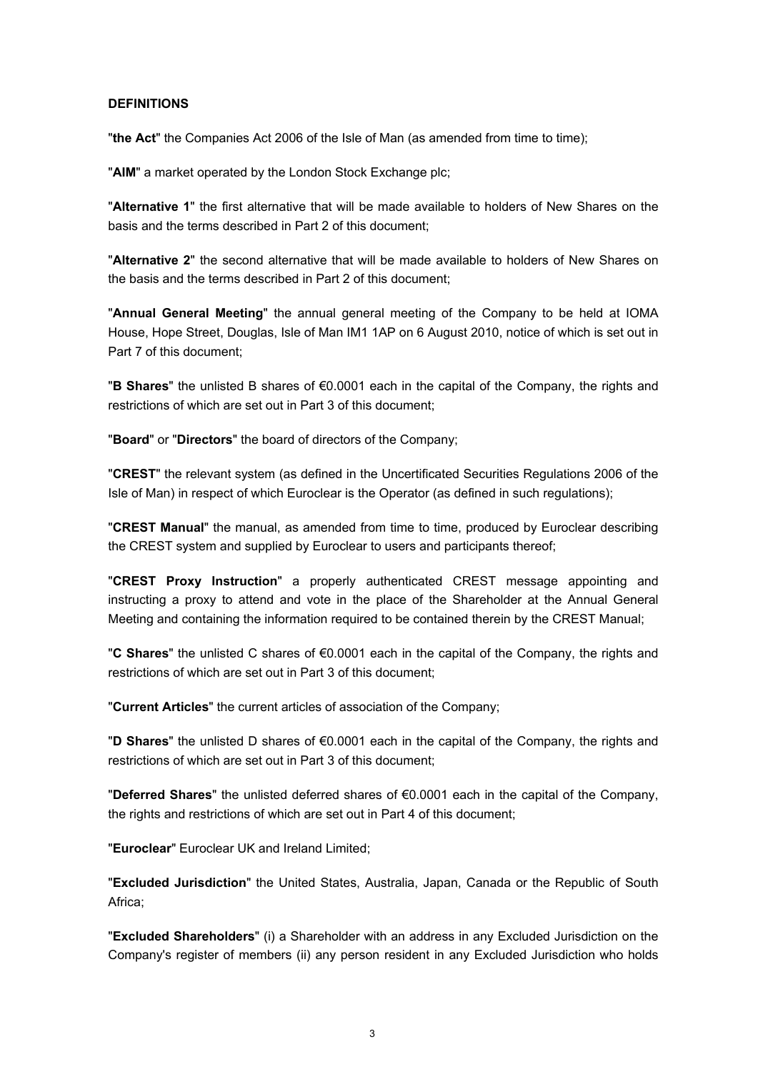**DEFINITIONS**

"**the Act**" the Companies Act 2006 of the Isle of Man (as amended from time to time);

"**AIM**" a market operated by the London Stock Exchange plc;

"**Alternative 1**" the first alternative that will be made available to holders of New Shares on the basis and the terms described in Part 2 of this document;

"**Alternative 2**" the second alternative that will be made available to holders of New Shares on the basis and the terms described in Part 2 of this document;

"**Annual General Meeting**" the annual general meeting of the Company to be held at IOMA House, Hope Street, Douglas, Isle of Man IM1 1AP on 6 August 2010, notice of which is set out in Part 7 of this document;

"**B Shares**" the unlisted B shares of €0.0001 each in the capital of the Company, the rights and restrictions of which are set out in Part 3 of this document;

"**Board**" or "**Directors**" the board of directors of the Company;

"**CREST**" the relevant system (as defined in the Uncertificated Securities Regulations 2006 of the Isle of Man) in respect of which Euroclear is the Operator (as defined in such regulations);

"**CREST Manual**" the manual, as amended from time to time, produced by Euroclear describing the CREST system and supplied by Euroclear to users and participants thereof;

"**CREST Proxy Instruction**" a properly authenticated CREST message appointing and instructing a proxy to attend and vote in the place of the Shareholder at the Annual General Meeting and containing the information required to be contained therein by the CREST Manual;

"**C Shares**" the unlisted C shares of €0.0001 each in the capital of the Company, the rights and restrictions of which are set out in Part 3 of this document;

"**Current Articles**" the current articles of association of the Company;

"**D Shares**" the unlisted D shares of €0.0001 each in the capital of the Company, the rights and restrictions of which are set out in Part 3 of this document;

"**Deferred Shares**" the unlisted deferred shares of €0.0001 each in the capital of the Company, the rights and restrictions of which are set out in Part 4 of this document;

"**Euroclear**" Euroclear UK and Ireland Limited;

"**Excluded Jurisdiction**" the United States, Australia, Japan, Canada or the Republic of South Africa;

"**Excluded Shareholders**" (i) a Shareholder with an address in any Excluded Jurisdiction on the Company's register of members (ii) any person resident in any Excluded Jurisdiction who holds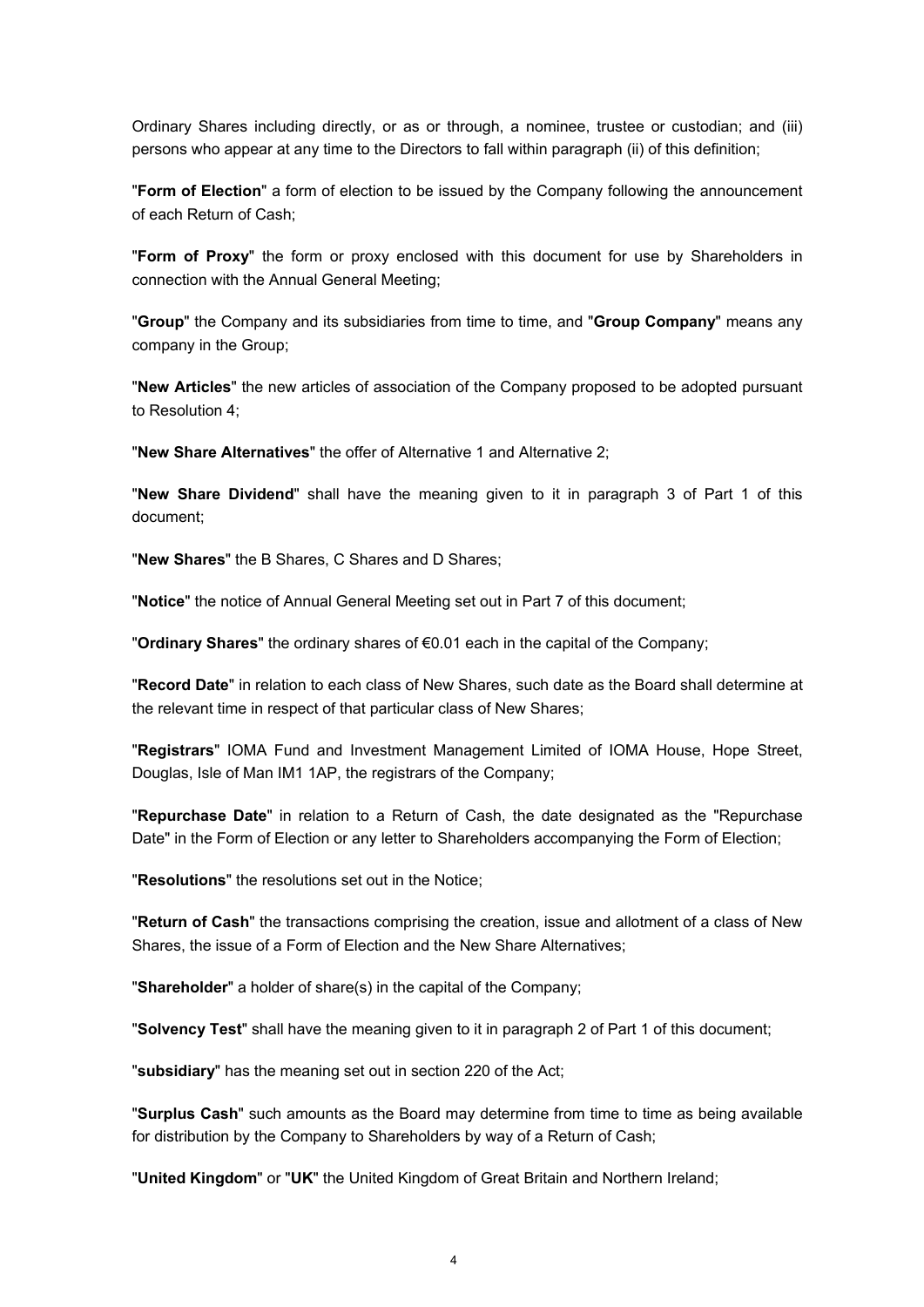Ordinary Shares including directly, or as or through, a nominee, trustee or custodian; and (iii) persons who appear at any time to the Directors to fall within paragraph (ii) of this definition;

"**Form of Election**" a form of election to be issued by the Company following the announcement of each Return of Cash;

"**Form of Proxy**" the form or proxy enclosed with this document for use by Shareholders in connection with the Annual General Meeting;

"**Group**" the Company and its subsidiaries from time to time, and "**Group Company**" means any company in the Group;

"**New Articles**" the new articles of association of the Company proposed to be adopted pursuant to Resolution 4;

"**New Share Alternatives**" the offer of Alternative 1 and Alternative 2;

"**New Share Dividend**" shall have the meaning given to it in paragraph 3 of Part 1 of this document;

"**New Shares**" the B Shares, C Shares and D Shares;

"**Notice**" the notice of Annual General Meeting set out in Part 7 of this document;

"**Ordinary Shares**" the ordinary shares of €0.01 each in the capital of the Company;

"**Record Date**" in relation to each class of New Shares, such date as the Board shall determine at the relevant time in respect of that particular class of New Shares;

"**Registrars**" IOMA Fund and Investment Management Limited of IOMA House, Hope Street, Douglas, Isle of Man IM1 1AP, the registrars of the Company;

"**Repurchase Date**" in relation to a Return of Cash, the date designated as the "Repurchase Date" in the Form of Election or any letter to Shareholders accompanying the Form of Election;

"**Resolutions**" the resolutions set out in the Notice;

"**Return of Cash**" the transactions comprising the creation, issue and allotment of a class of New Shares, the issue of a Form of Election and the New Share Alternatives;

"**Shareholder**" a holder of share(s) in the capital of the Company;

"**Solvency Test**" shall have the meaning given to it in paragraph 2 of Part 1 of this document;

"**subsidiary**" has the meaning set out in section 220 of the Act;

"**Surplus Cash**" such amounts as the Board may determine from time to time as being available for distribution by the Company to Shareholders by way of a Return of Cash;

"**United Kingdom**" or "**UK**" the United Kingdom of Great Britain and Northern Ireland;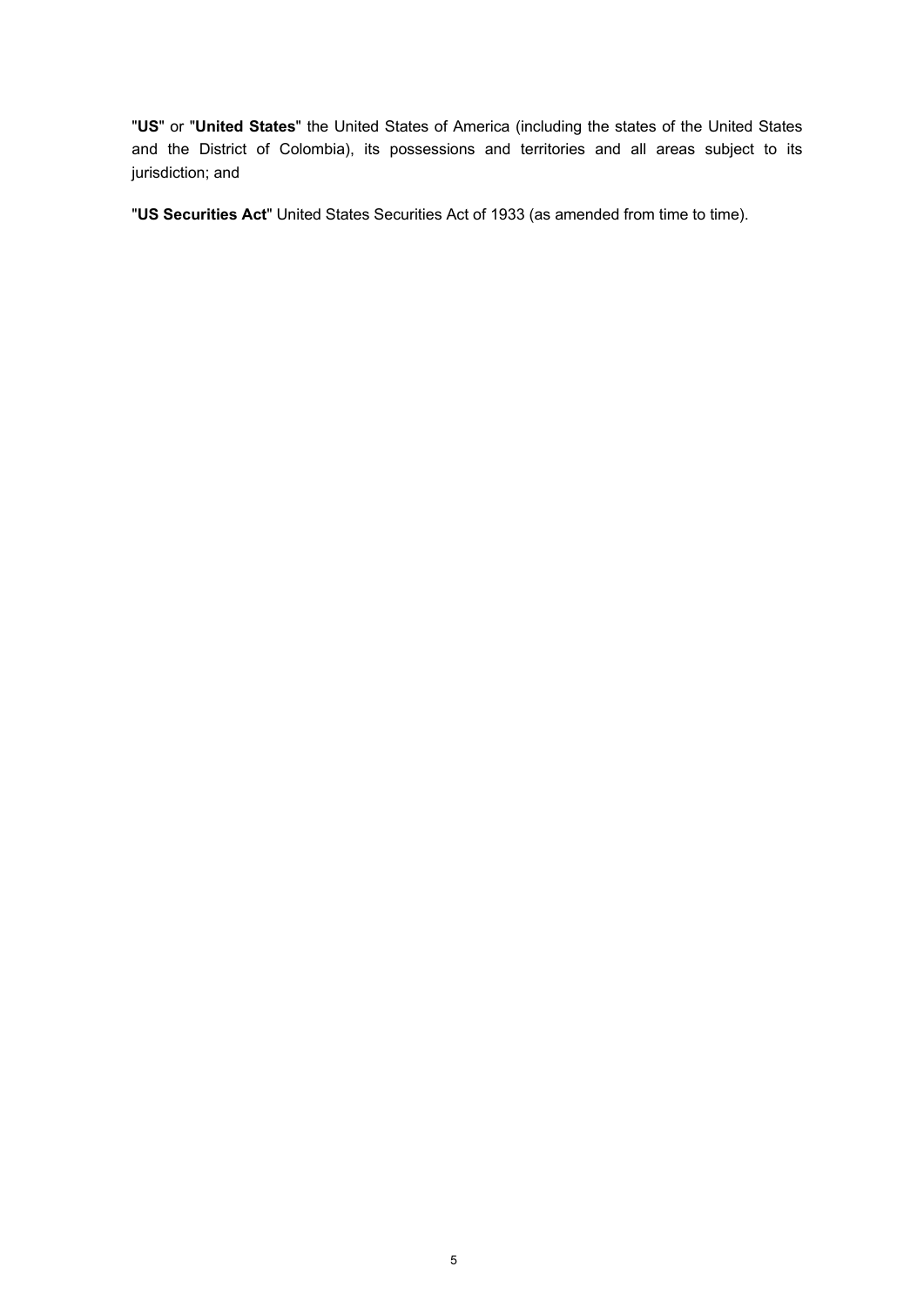"**US**" or "**United States**" the United States of America (including the states of the United States and the District of Colombia), its possessions and territories and all areas subject to its jurisdiction; and

"**US Securities Act**" United States Securities Act of 1933 (as amended from time to time).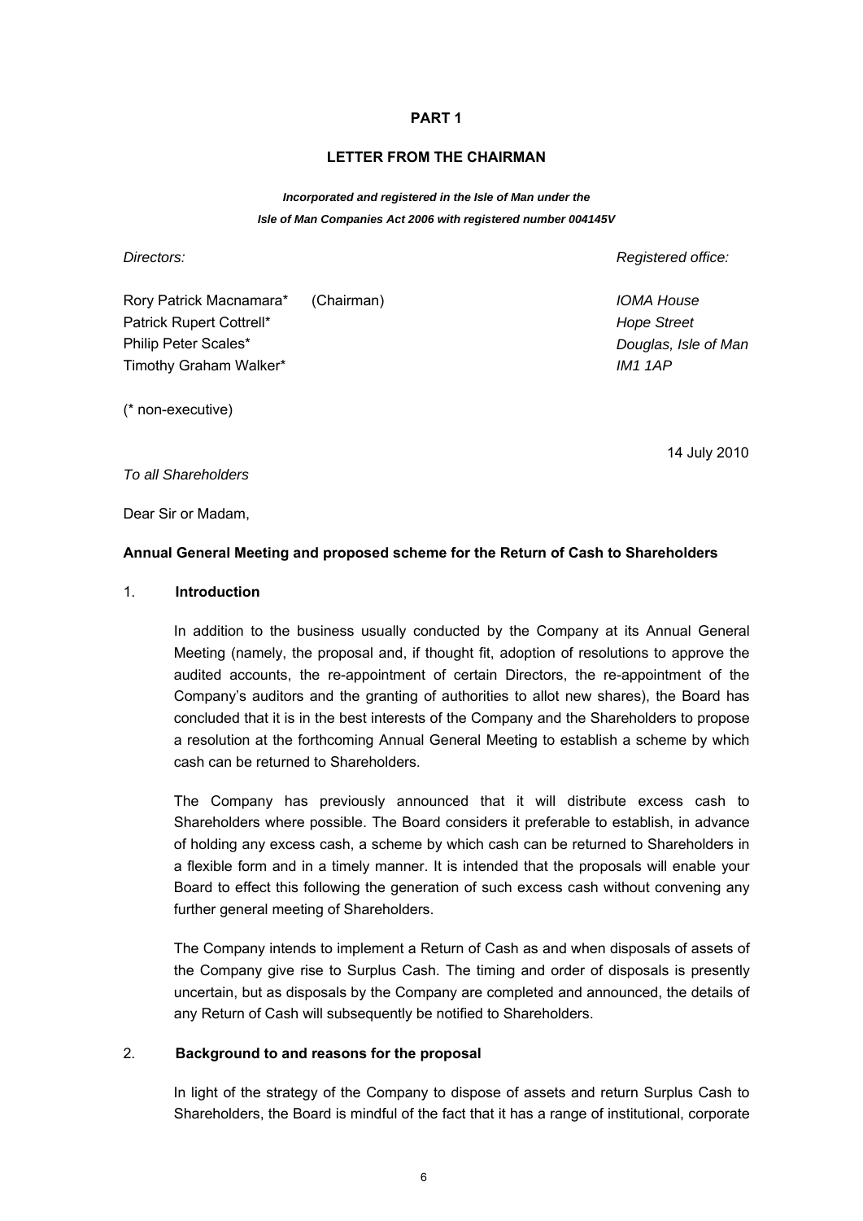# PART 1

## LETTER FROM THE CHAIRMAN

***Incorporated and registered in the Isle of Man under the Isle of Man Companies Act 2006 with registered number 004145V***

| *Directors:* | | *Registered office:* |
|---|---|---|
| Rory Patrick Macnamara* | (Chairman) | *IOMA House* |
| Patrick Rupert Cottrell* | | *Hope Street* |
| Philip Peter Scales* | | *Douglas, Isle of Man* |
| Timothy Graham Walker* | | *IM1 1AP* |

(* non-executive)

14 July 2010

*To all Shareholders*

Dear Sir or Madam,

**Annual General Meeting and proposed scheme for the Return of Cash to Shareholders**

### 1. Introduction

In addition to the business usually conducted by the Company at its Annual General Meeting (namely, the proposal and, if thought fit, adoption of resolutions to approve the audited accounts, the re-appointment of certain Directors, the re-appointment of the Company's auditors and the granting of authorities to allot new shares), the Board has concluded that it is in the best interests of the Company and the Shareholders to propose a resolution at the forthcoming Annual General Meeting to establish a scheme by which cash can be returned to Shareholders.

The Company has previously announced that it will distribute excess cash to Shareholders where possible. The Board considers it preferable to establish, in advance of holding any excess cash, a scheme by which cash can be returned to Shareholders in a flexible form and in a timely manner. It is intended that the proposals will enable your Board to effect this following the generation of such excess cash without convening any further general meeting of Shareholders.

The Company intends to implement a Return of Cash as and when disposals of assets of the Company give rise to Surplus Cash. The timing and order of disposals is presently uncertain, but as disposals by the Company are completed and announced, the details of any Return of Cash will subsequently be notified to Shareholders.

### 2. Background to and reasons for the proposal

In light of the strategy of the Company to dispose of assets and return Surplus Cash to Shareholders, the Board is mindful of the fact that it has a range of institutional, corporate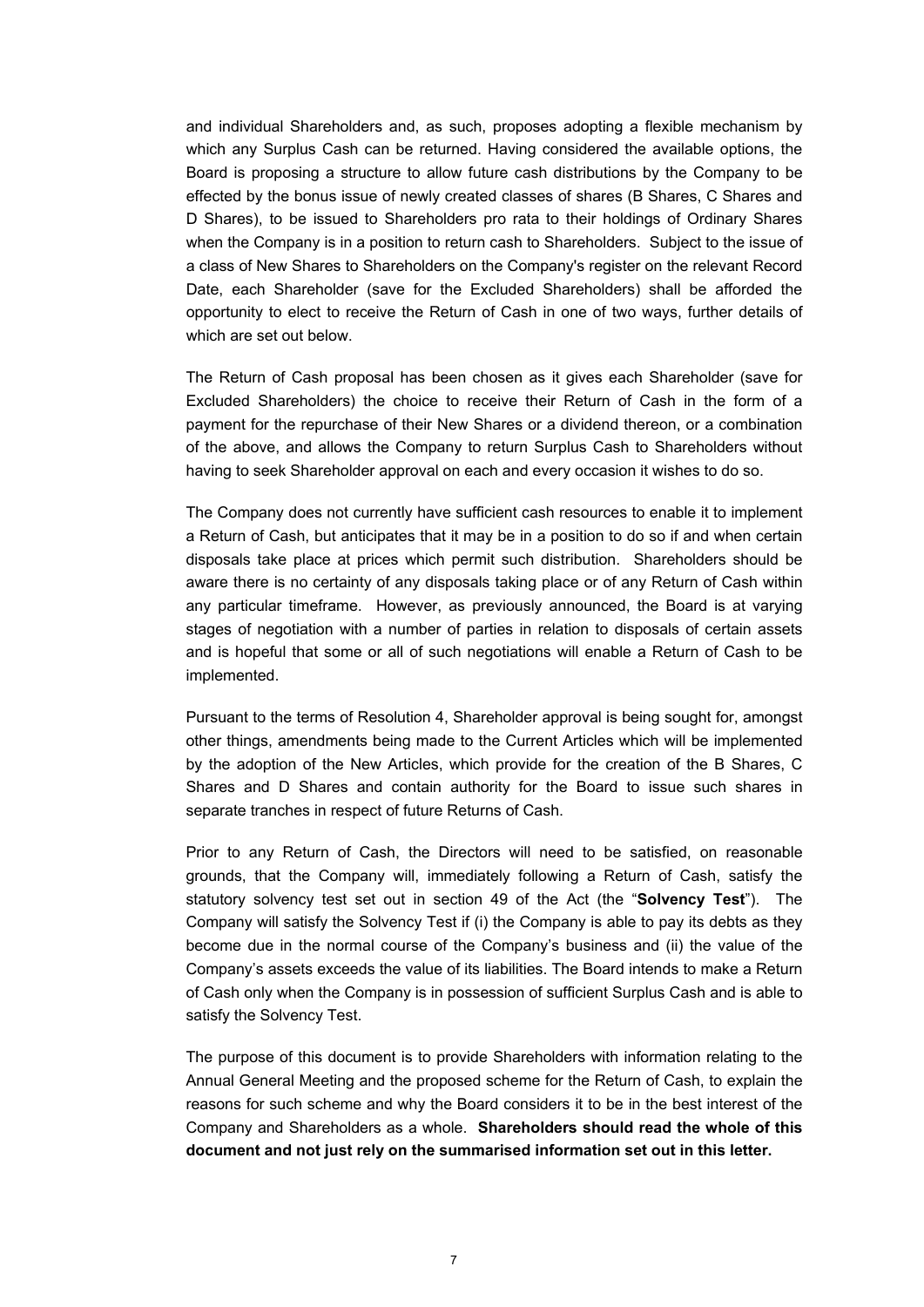and individual Shareholders and, as such, proposes adopting a flexible mechanism by which any Surplus Cash can be returned. Having considered the available options, the Board is proposing a structure to allow future cash distributions by the Company to be effected by the bonus issue of newly created classes of shares (B Shares, C Shares and D Shares), to be issued to Shareholders pro rata to their holdings of Ordinary Shares when the Company is in a position to return cash to Shareholders. Subject to the issue of a class of New Shares to Shareholders on the Company's register on the relevant Record Date, each Shareholder (save for the Excluded Shareholders) shall be afforded the opportunity to elect to receive the Return of Cash in one of two ways, further details of which are set out below.

The Return of Cash proposal has been chosen as it gives each Shareholder (save for Excluded Shareholders) the choice to receive their Return of Cash in the form of a payment for the repurchase of their New Shares or a dividend thereon, or a combination of the above, and allows the Company to return Surplus Cash to Shareholders without having to seek Shareholder approval on each and every occasion it wishes to do so.

The Company does not currently have sufficient cash resources to enable it to implement a Return of Cash, but anticipates that it may be in a position to do so if and when certain disposals take place at prices which permit such distribution. Shareholders should be aware there is no certainty of any disposals taking place or of any Return of Cash within any particular timeframe. However, as previously announced, the Board is at varying stages of negotiation with a number of parties in relation to disposals of certain assets and is hopeful that some or all of such negotiations will enable a Return of Cash to be implemented.

Pursuant to the terms of Resolution 4, Shareholder approval is being sought for, amongst other things, amendments being made to the Current Articles which will be implemented by the adoption of the New Articles, which provide for the creation of the B Shares, C Shares and D Shares and contain authority for the Board to issue such shares in separate tranches in respect of future Returns of Cash.

Prior to any Return of Cash, the Directors will need to be satisfied, on reasonable grounds, that the Company will, immediately following a Return of Cash, satisfy the statutory solvency test set out in section 49 of the Act (the "**Solvency Test**"). The Company will satisfy the Solvency Test if (i) the Company is able to pay its debts as they become due in the normal course of the Company's business and (ii) the value of the Company's assets exceeds the value of its liabilities. The Board intends to make a Return of Cash only when the Company is in possession of sufficient Surplus Cash and is able to satisfy the Solvency Test.

The purpose of this document is to provide Shareholders with information relating to the Annual General Meeting and the proposed scheme for the Return of Cash, to explain the reasons for such scheme and why the Board considers it to be in the best interest of the Company and Shareholders as a whole. **Shareholders should read the whole of this document and not just rely on the summarised information set out in this letter.**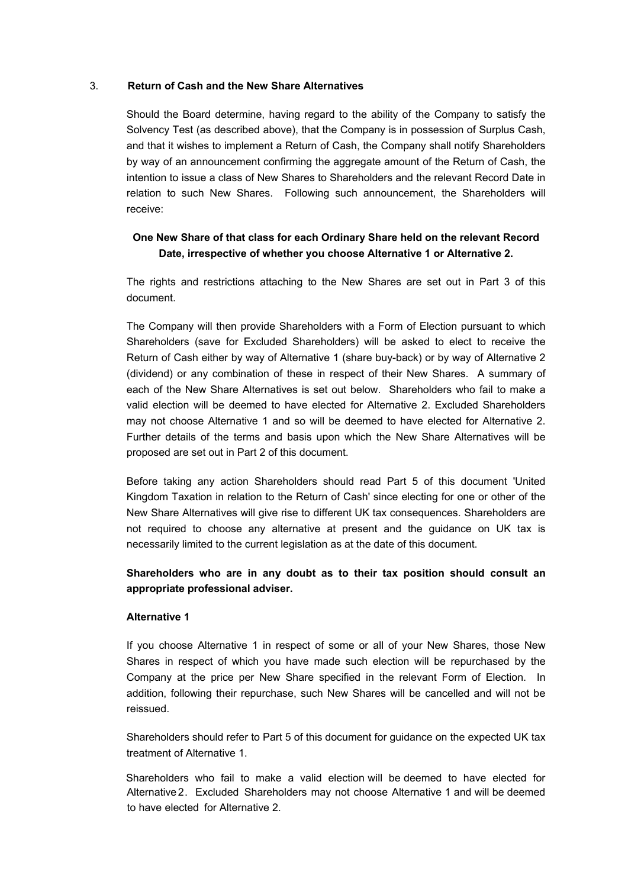## 3. Return of Cash and the New Share Alternatives

Should the Board determine, having regard to the ability of the Company to satisfy the Solvency Test (as described above), that the Company is in possession of Surplus Cash, and that it wishes to implement a Return of Cash, the Company shall notify Shareholders by way of an announcement confirming the aggregate amount of the Return of Cash, the intention to issue a class of New Shares to Shareholders and the relevant Record Date in relation to such New Shares. Following such announcement, the Shareholders will receive:

**One New Share of that class for each Ordinary Share held on the relevant Record Date, irrespective of whether you choose Alternative 1 or Alternative 2.**

The rights and restrictions attaching to the New Shares are set out in Part 3 of this document.

The Company will then provide Shareholders with a Form of Election pursuant to which Shareholders (save for Excluded Shareholders) will be asked to elect to receive the Return of Cash either by way of Alternative 1 (share buy-back) or by way of Alternative 2 (dividend) or any combination of these in respect of their New Shares. A summary of each of the New Share Alternatives is set out below. Shareholders who fail to make a valid election will be deemed to have elected for Alternative 2. Excluded Shareholders may not choose Alternative 1 and so will be deemed to have elected for Alternative 2. Further details of the terms and basis upon which the New Share Alternatives will be proposed are set out in Part 2 of this document.

Before taking any action Shareholders should read Part 5 of this document 'United Kingdom Taxation in relation to the Return of Cash' since electing for one or other of the New Share Alternatives will give rise to different UK tax consequences. Shareholders are not required to choose any alternative at present and the guidance on UK tax is necessarily limited to the current legislation as at the date of this document.

**Shareholders who are in any doubt as to their tax position should consult an appropriate professional adviser.**

**Alternative 1**

If you choose Alternative 1 in respect of some or all of your New Shares, those New Shares in respect of which you have made such election will be repurchased by the Company at the price per New Share specified in the relevant Form of Election. In addition, following their repurchase, such New Shares will be cancelled and will not be reissued.

Shareholders should refer to Part 5 of this document for guidance on the expected UK tax treatment of Alternative 1.

Shareholders who fail to make a valid election will be deemed to have elected for Alternative 2. Excluded Shareholders may not choose Alternative 1 and will be deemed to have elected for Alternative 2.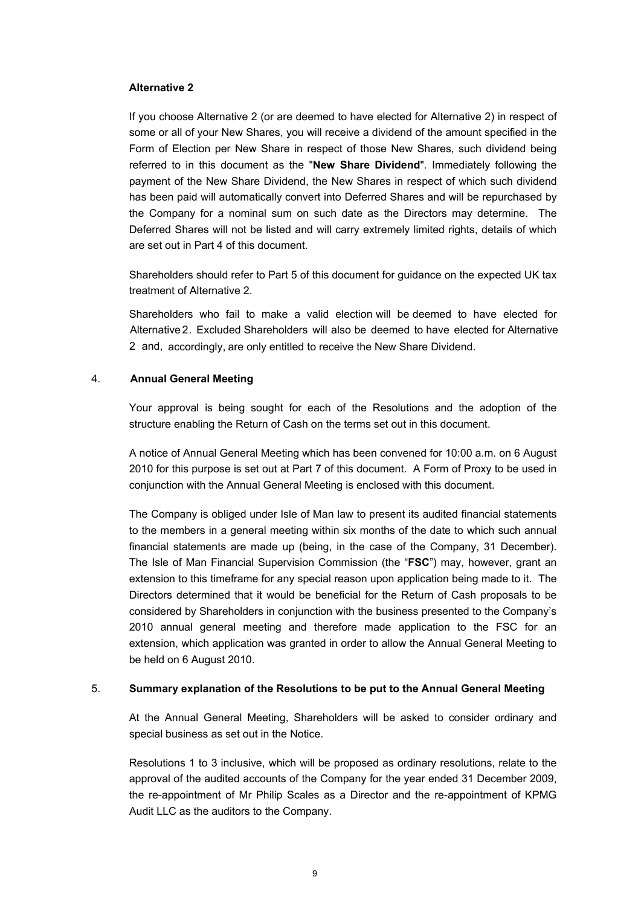**Alternative 2**

If you choose Alternative 2 (or are deemed to have elected for Alternative 2) in respect of some or all of your New Shares, you will receive a dividend of the amount specified in the Form of Election per New Share in respect of those New Shares, such dividend being referred to in this document as the "**New Share Dividend**". Immediately following the payment of the New Share Dividend, the New Shares in respect of which such dividend has been paid will automatically convert into Deferred Shares and will be repurchased by the Company for a nominal sum on such date as the Directors may determine. The Deferred Shares will not be listed and will carry extremely limited rights, details of which are set out in Part 4 of this document.

Shareholders should refer to Part 5 of this document for guidance on the expected UK tax treatment of Alternative 2.

Shareholders who fail to make a valid election will be deemed to have elected for Alternative 2. Excluded Shareholders will also be deemed to have elected for Alternative 2 and, accordingly, are only entitled to receive the New Share Dividend.

## 4. Annual General Meeting

Your approval is being sought for each of the Resolutions and the adoption of the structure enabling the Return of Cash on the terms set out in this document.

A notice of Annual General Meeting which has been convened for 10:00 a.m. on 6 August 2010 for this purpose is set out at Part 7 of this document. A Form of Proxy to be used in conjunction with the Annual General Meeting is enclosed with this document.

The Company is obliged under Isle of Man law to present its audited financial statements to the members in a general meeting within six months of the date to which such annual financial statements are made up (being, in the case of the Company, 31 December). The Isle of Man Financial Supervision Commission (the "**FSC**") may, however, grant an extension to this timeframe for any special reason upon application being made to it. The Directors determined that it would be beneficial for the Return of Cash proposals to be considered by Shareholders in conjunction with the business presented to the Company's 2010 annual general meeting and therefore made application to the FSC for an extension, which application was granted in order to allow the Annual General Meeting to be held on 6 August 2010.

## 5. Summary explanation of the Resolutions to be put to the Annual General Meeting

At the Annual General Meeting, Shareholders will be asked to consider ordinary and special business as set out in the Notice.

Resolutions 1 to 3 inclusive, which will be proposed as ordinary resolutions, relate to the approval of the audited accounts of the Company for the year ended 31 December 2009, the re-appointment of Mr Philip Scales as a Director and the re-appointment of KPMG Audit LLC as the auditors to the Company.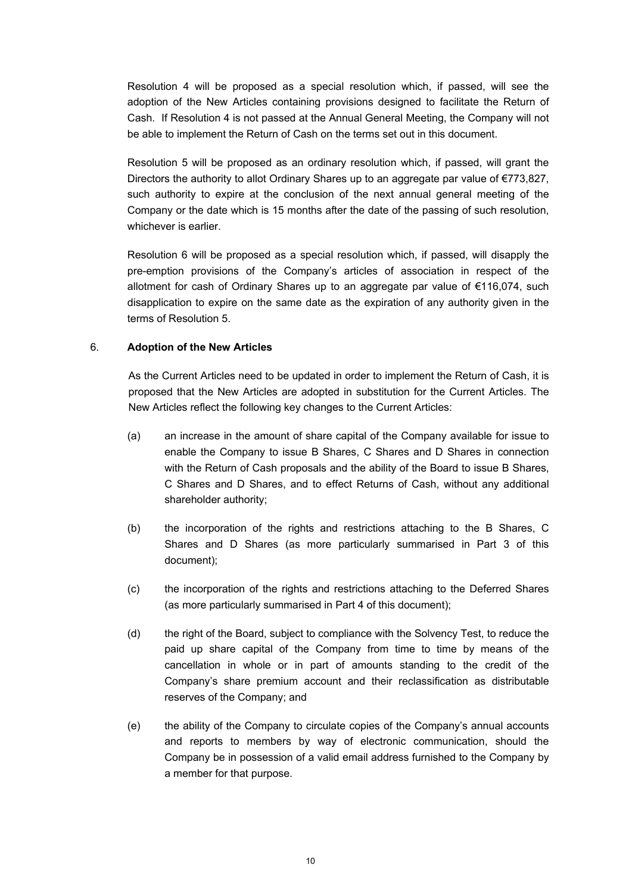Resolution 4 will be proposed as a special resolution which, if passed, will see the adoption of the New Articles containing provisions designed to facilitate the Return of Cash. If Resolution 4 is not passed at the Annual General Meeting, the Company will not be able to implement the Return of Cash on the terms set out in this document.

Resolution 5 will be proposed as an ordinary resolution which, if passed, will grant the Directors the authority to allot Ordinary Shares up to an aggregate par value of €773,827, such authority to expire at the conclusion of the next annual general meeting of the Company or the date which is 15 months after the date of the passing of such resolution, whichever is earlier.

Resolution 6 will be proposed as a special resolution which, if passed, will disapply the pre-emption provisions of the Company's articles of association in respect of the allotment for cash of Ordinary Shares up to an aggregate par value of €116,074, such disapplication to expire on the same date as the expiration of any authority given in the terms of Resolution 5.

## 6. Adoption of the New Articles

As the Current Articles need to be updated in order to implement the Return of Cash, it is proposed that the New Articles are adopted in substitution for the Current Articles. The New Articles reflect the following key changes to the Current Articles:

(a) an increase in the amount of share capital of the Company available for issue to enable the Company to issue B Shares, C Shares and D Shares in connection with the Return of Cash proposals and the ability of the Board to issue B Shares, C Shares and D Shares, and to effect Returns of Cash, without any additional shareholder authority;

(b) the incorporation of the rights and restrictions attaching to the B Shares, C Shares and D Shares (as more particularly summarised in Part 3 of this document);

(c) the incorporation of the rights and restrictions attaching to the Deferred Shares (as more particularly summarised in Part 4 of this document);

(d) the right of the Board, subject to compliance with the Solvency Test, to reduce the paid up share capital of the Company from time to time by means of the cancellation in whole or in part of amounts standing to the credit of the Company's share premium account and their reclassification as distributable reserves of the Company; and

(e) the ability of the Company to circulate copies of the Company's annual accounts and reports to members by way of electronic communication, should the Company be in possession of a valid email address furnished to the Company by a member for that purpose.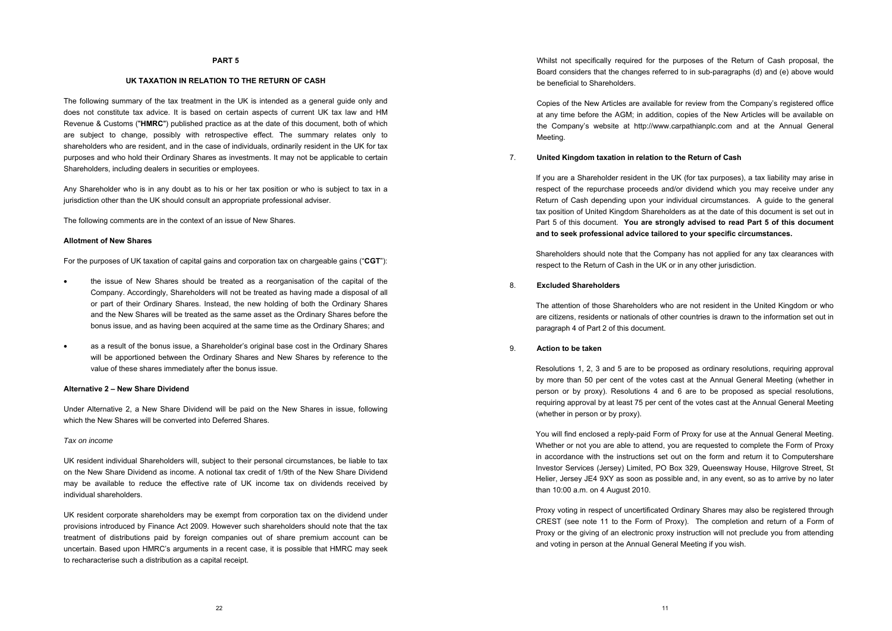**PART 5**

**UK TAXATION IN RELATION TO THE RETURN OF CASH**

The following summary of the tax treatment in the UK is intended as a general guide only and does not constitute tax advice. It is based on certain aspects of current UK tax law and HM Revenue & Customs ("**HMRC**") published practice as at the date of this document, both of which are subject to change, possibly with retrospective effect. The summary relates only to shareholders who are resident, and in the case of individuals, ordinarily resident in the UK for tax purposes and who hold their Ordinary Shares as investments. It may not be applicable to certain Shareholders, including dealers in securities or employees.

Any Shareholder who is in any doubt as to his or her tax position or who is subject to tax in a jurisdiction other than the UK should consult an appropriate professional adviser.

The following comments are in the context of an issue of New Shares.

**Allotment of New Shares**

For the purposes of UK taxation of capital gains and corporation tax on chargeable gains ("**CGT**"):

- the issue of New Shares should be treated as a reorganisation of the capital of the Company. Accordingly, Shareholders will not be treated as having made a disposal of all or part of their Ordinary Shares. Instead, the new holding of both the Ordinary Shares and the New Shares will be treated as the same asset as the Ordinary Shares before the bonus issue, and as having been acquired at the same time as the Ordinary Shares; and

- as a result of the bonus issue, a Shareholder's original base cost in the Ordinary Shares will be apportioned between the Ordinary Shares and New Shares by reference to the value of these shares immediately after the bonus issue.

**Alternative 2 – New Share Dividend**

Under Alternative 2, a New Share Dividend will be paid on the New Shares in issue, following which the New Shares will be converted into Deferred Shares.

*Tax on income*

UK resident individual Shareholders will, subject to their personal circumstances, be liable to tax on the New Share Dividend as income. A notional tax credit of 1/9th of the New Share Dividend may be available to reduce the effective rate of UK income tax on dividends received by individual shareholders.

UK resident corporate shareholders may be exempt from corporation tax on the dividend under provisions introduced by Finance Act 2009. However such shareholders should note that the tax treatment of distributions paid by foreign companies out of share premium account can be uncertain. Based upon HMRC's arguments in a recent case, it is possible that HMRC may seek to recharacterise such a distribution as a capital receipt.

Whilst not specifically required for the purposes of the Return of Cash proposal, the Board considers that the changes referred to in sub-paragraphs (d) and (e) above would be beneficial to Shareholders.

Copies of the New Articles are available for review from the Company's registered office at any time before the AGM; in addition, copies of the New Articles will be available on the Company's website at http://www.carpathianplc.com and at the Annual General Meeting.

7. **United Kingdom taxation in relation to the Return of Cash**

If you are a Shareholder resident in the UK (for tax purposes), a tax liability may arise in respect of the repurchase proceeds and/or dividend which you may receive under any Return of Cash depending upon your individual circumstances. A guide to the general tax position of United Kingdom Shareholders as at the date of this document is set out in Part 5 of this document. **You are strongly advised to read Part 5 of this document and to seek professional advice tailored to your specific circumstances.**

Shareholders should note that the Company has not applied for any tax clearances with respect to the Return of Cash in the UK or in any other jurisdiction.

8. **Excluded Shareholders**

The attention of those Shareholders who are not resident in the United Kingdom or who are citizens, residents or nationals of other countries is drawn to the information set out in paragraph 4 of Part 2 of this document.

9. **Action to be taken**

Resolutions 1, 2, 3 and 5 are to be proposed as ordinary resolutions, requiring approval by more than 50 per cent of the votes cast at the Annual General Meeting (whether in person or by proxy). Resolutions 4 and 6 are to be proposed as special resolutions, requiring approval by at least 75 per cent of the votes cast at the Annual General Meeting (whether in person or by proxy).

You will find enclosed a reply-paid Form of Proxy for use at the Annual General Meeting. Whether or not you are able to attend, you are requested to complete the Form of Proxy in accordance with the instructions set out on the form and return it to Computershare Investor Services (Jersey) Limited, PO Box 329, Queensway House, Hilgrove Street, St Helier, Jersey JE4 9XY as soon as possible and, in any event, so as to arrive by no later than 10:00 a.m. on 4 August 2010.

Proxy voting in respect of uncertificated Ordinary Shares may also be registered through CREST (see note 11 to the Form of Proxy). The completion and return of a Form of Proxy or the giving of an electronic proxy instruction will not preclude you from attending and voting in person at the Annual General Meeting if you wish.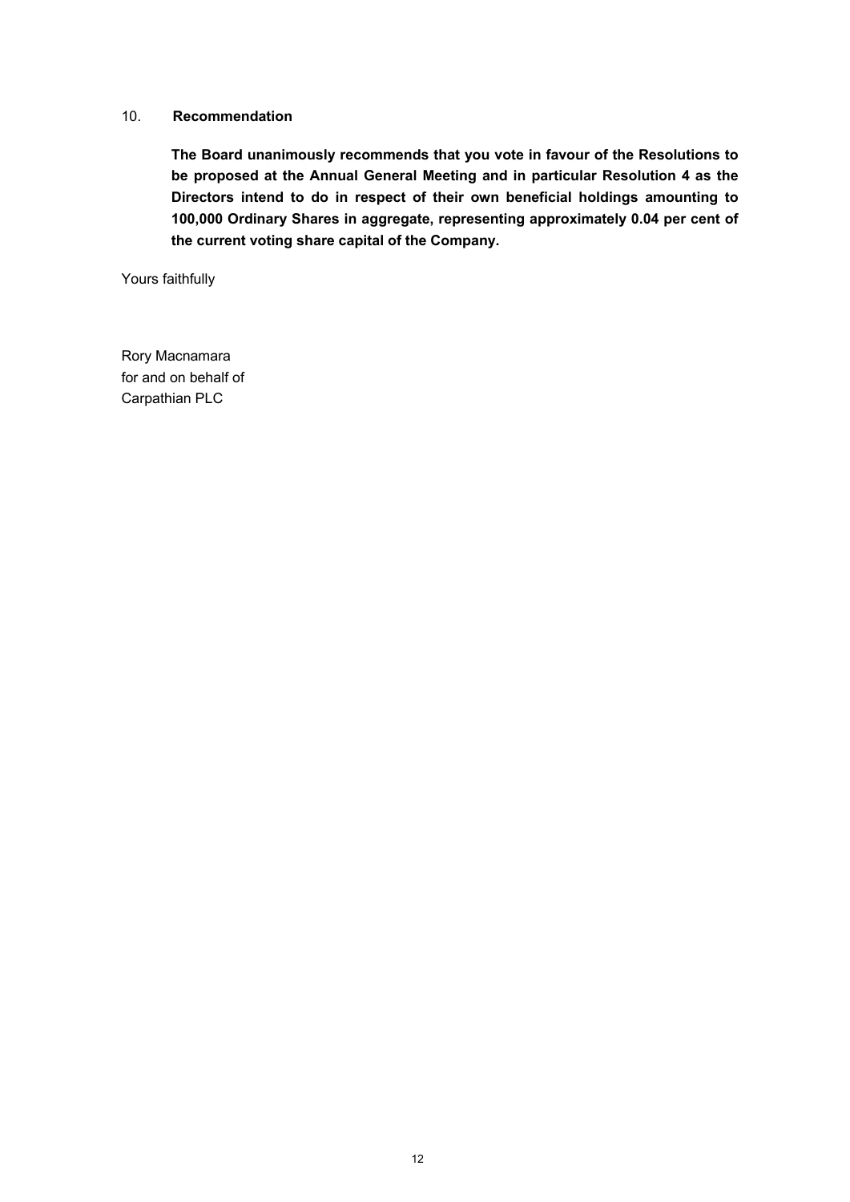## 10. Recommendation

**The Board unanimously recommends that you vote in favour of the Resolutions to be proposed at the Annual General Meeting and in particular Resolution 4 as the Directors intend to do in respect of their own beneficial holdings amounting to 100,000 Ordinary Shares in aggregate, representing approximately 0.04 per cent of the current voting share capital of the Company.**

Yours faithfully

Rory Macnamara
for and on behalf of
Carpathian PLC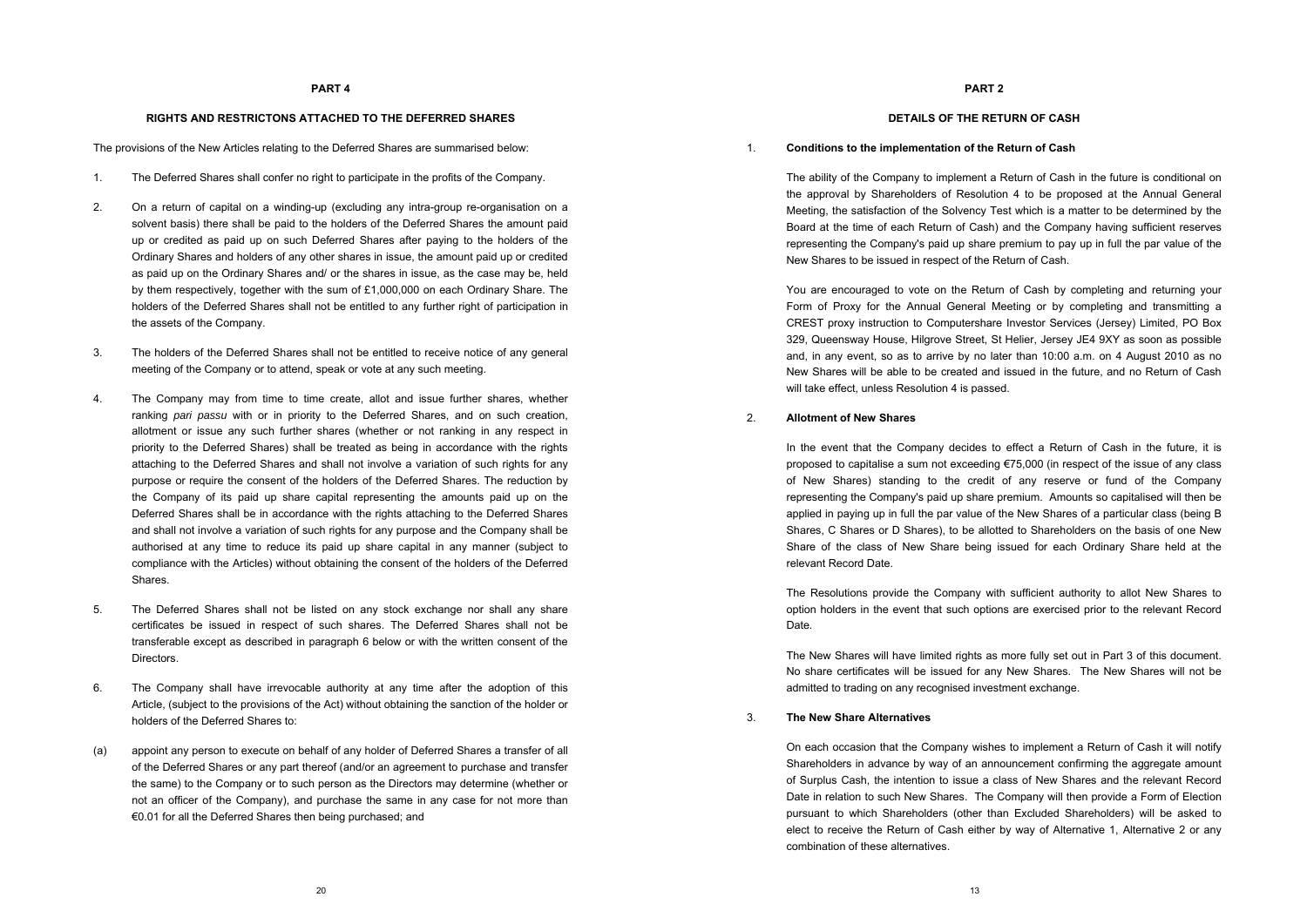## PART 4

### RIGHTS AND RESTRICTONS ATTACHED TO THE DEFERRED SHARES

The provisions of the New Articles relating to the Deferred Shares are summarised below:

1. The Deferred Shares shall confer no right to participate in the profits of the Company.

2. On a return of capital on a winding-up (excluding any intra-group re-organisation on a solvent basis) there shall be paid to the holders of the Deferred Shares the amount paid up or credited as paid up on such Deferred Shares after paying to the holders of the Ordinary Shares and holders of any other shares in issue, the amount paid up or credited as paid up on the Ordinary Shares and/ or the shares in issue, as the case may be, held by them respectively, together with the sum of £1,000,000 on each Ordinary Share. The holders of the Deferred Shares shall not be entitled to any further right of participation in the assets of the Company.

3. The holders of the Deferred Shares shall not be entitled to receive notice of any general meeting of the Company or to attend, speak or vote at any such meeting.

4. The Company may from time to time create, allot and issue further shares, whether ranking *pari passu* with or in priority to the Deferred Shares, and on such creation, allotment or issue any such further shares (whether or not ranking in any respect in priority to the Deferred Shares) shall be treated as being in accordance with the rights attaching to the Deferred Shares and shall not involve a variation of such rights for any purpose or require the consent of the holders of the Deferred Shares. The reduction by the Company of its paid up share capital representing the amounts paid up on the Deferred Shares shall be in accordance with the rights attaching to the Deferred Shares and shall not involve a variation of such rights for any purpose and the Company shall be authorised at any time to reduce its paid up share capital in any manner (subject to compliance with the Articles) without obtaining the consent of the holders of the Deferred Shares.

5. The Deferred Shares shall not be listed on any stock exchange nor shall any share certificates be issued in respect of such shares. The Deferred Shares shall not be transferable except as described in paragraph 6 below or with the written consent of the Directors.

6. The Company shall have irrevocable authority at any time after the adoption of this Article, (subject to the provisions of the Act) without obtaining the sanction of the holder or holders of the Deferred Shares to:

(a) appoint any person to execute on behalf of any holder of Deferred Shares a transfer of all of the Deferred Shares or any part thereof (and/or an agreement to purchase and transfer the same) to the Company or to such person as the Directors may determine (whether or not an officer of the Company), and purchase the same in any case for not more than €0.01 for all the Deferred Shares then being purchased; and

## PART 2

### DETAILS OF THE RETURN OF CASH

1. **Conditions to the implementation of the Return of Cash**

   The ability of the Company to implement a Return of Cash in the future is conditional on the approval by Shareholders of Resolution 4 to be proposed at the Annual General Meeting, the satisfaction of the Solvency Test which is a matter to be determined by the Board at the time of each Return of Cash) and the Company having sufficient reserves representing the Company's paid up share premium to pay up in full the par value of the New Shares to be issued in respect of the Return of Cash.

   You are encouraged to vote on the Return of Cash by completing and returning your Form of Proxy for the Annual General Meeting or by completing and transmitting a CREST proxy instruction to Computershare Investor Services (Jersey) Limited, PO Box 329, Queensway House, Hilgrove Street, St Helier, Jersey JE4 9XY as soon as possible and, in any event, so as to arrive by no later than 10:00 a.m. on 4 August 2010 as no New Shares will be able to be created and issued in the future, and no Return of Cash will take effect, unless Resolution 4 is passed.

2. **Allotment of New Shares**

   In the event that the Company decides to effect a Return of Cash in the future, it is proposed to capitalise a sum not exceeding €75,000 (in respect of the issue of any class of New Shares) standing to the credit of any reserve or fund of the Company representing the Company's paid up share premium. Amounts so capitalised will then be applied in paying up in full the par value of the New Shares of a particular class (being B Shares, C Shares or D Shares), to be allotted to Shareholders on the basis of one New Share of the class of New Share being issued for each Ordinary Share held at the relevant Record Date.

   The Resolutions provide the Company with sufficient authority to allot New Shares to option holders in the event that such options are exercised prior to the relevant Record Date.

   The New Shares will have limited rights as more fully set out in Part 3 of this document. No share certificates will be issued for any New Shares. The New Shares will not be admitted to trading on any recognised investment exchange.

3. **The New Share Alternatives**

   On each occasion that the Company wishes to implement a Return of Cash it will notify Shareholders in advance by way of an announcement confirming the aggregate amount of Surplus Cash, the intention to issue a class of New Shares and the relevant Record Date in relation to such New Shares. The Company will then provide a Form of Election pursuant to which Shareholders (other than Excluded Shareholders) will be asked to elect to receive the Return of Cash either by way of Alternative 1, Alternative 2 or any combination of these alternatives.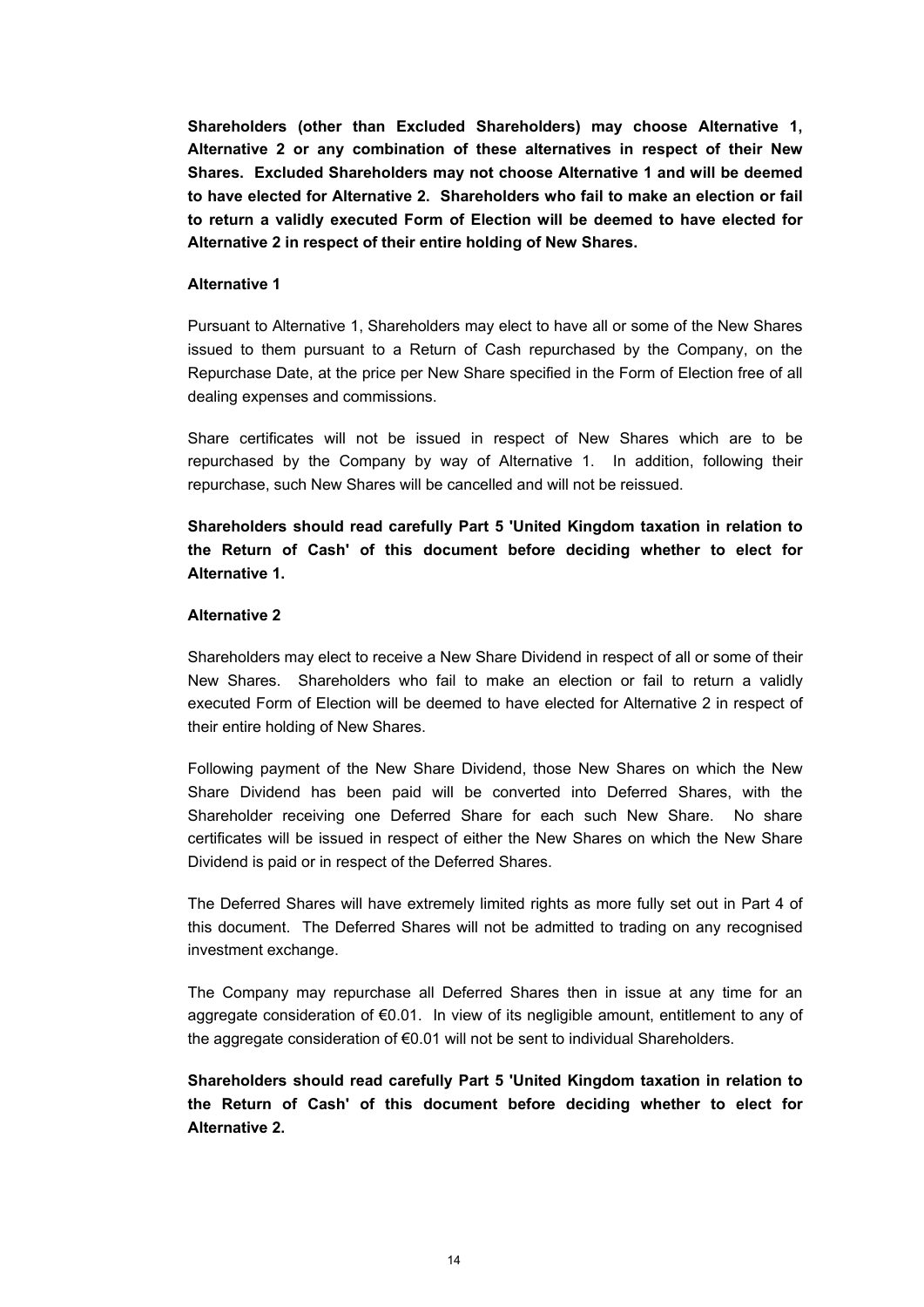**Shareholders (other than Excluded Shareholders) may choose Alternative 1, Alternative 2 or any combination of these alternatives in respect of their New Shares. Excluded Shareholders may not choose Alternative 1 and will be deemed to have elected for Alternative 2. Shareholders who fail to make an election or fail to return a validly executed Form of Election will be deemed to have elected for Alternative 2 in respect of their entire holding of New Shares.**

**Alternative 1**

Pursuant to Alternative 1, Shareholders may elect to have all or some of the New Shares issued to them pursuant to a Return of Cash repurchased by the Company, on the Repurchase Date, at the price per New Share specified in the Form of Election free of all dealing expenses and commissions.

Share certificates will not be issued in respect of New Shares which are to be repurchased by the Company by way of Alternative 1. In addition, following their repurchase, such New Shares will be cancelled and will not be reissued.

**Shareholders should read carefully Part 5 'United Kingdom taxation in relation to the Return of Cash' of this document before deciding whether to elect for Alternative 1.**

**Alternative 2**

Shareholders may elect to receive a New Share Dividend in respect of all or some of their New Shares. Shareholders who fail to make an election or fail to return a validly executed Form of Election will be deemed to have elected for Alternative 2 in respect of their entire holding of New Shares.

Following payment of the New Share Dividend, those New Shares on which the New Share Dividend has been paid will be converted into Deferred Shares, with the Shareholder receiving one Deferred Share for each such New Share. No share certificates will be issued in respect of either the New Shares on which the New Share Dividend is paid or in respect of the Deferred Shares.

The Deferred Shares will have extremely limited rights as more fully set out in Part 4 of this document. The Deferred Shares will not be admitted to trading on any recognised investment exchange.

The Company may repurchase all Deferred Shares then in issue at any time for an aggregate consideration of €0.01. In view of its negligible amount, entitlement to any of the aggregate consideration of €0.01 will not be sent to individual Shareholders.

**Shareholders should read carefully Part 5 'United Kingdom taxation in relation to the Return of Cash' of this document before deciding whether to elect for Alternative 2.**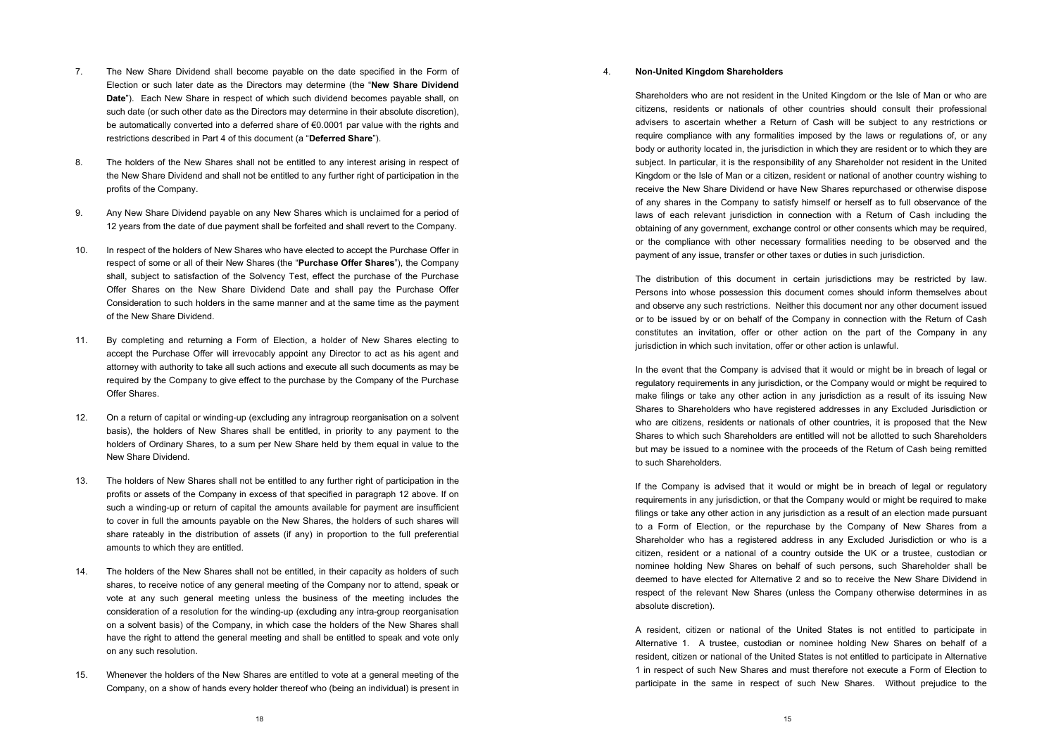7. The New Share Dividend shall become payable on the date specified in the Form of Election or such later date as the Directors may determine (the "**New Share Dividend Date**"). Each New Share in respect of which such dividend becomes payable shall, on such date (or such other date as the Directors may determine in their absolute discretion), be automatically converted into a deferred share of €0.0001 par value with the rights and restrictions described in Part 4 of this document (a "**Deferred Share**").

8. The holders of the New Shares shall not be entitled to any interest arising in respect of the New Share Dividend and shall not be entitled to any further right of participation in the profits of the Company.

9. Any New Share Dividend payable on any New Shares which is unclaimed for a period of 12 years from the date of due payment shall be forfeited and shall revert to the Company.

10. In respect of the holders of New Shares who have elected to accept the Purchase Offer in respect of some or all of their New Shares (the "**Purchase Offer Shares**"), the Company shall, subject to satisfaction of the Solvency Test, effect the purchase of the Purchase Offer Shares on the New Share Dividend Date and shall pay the Purchase Offer Consideration to such holders in the same manner and at the same time as the payment of the New Share Dividend.

11. By completing and returning a Form of Election, a holder of New Shares electing to accept the Purchase Offer will irrevocably appoint any Director to act as his agent and attorney with authority to take all such actions and execute all such documents as may be required by the Company to give effect to the purchase by the Company of the Purchase Offer Shares.

12. On a return of capital or winding-up (excluding any intragroup reorganisation on a solvent basis), the holders of New Shares shall be entitled, in priority to any payment to the holders of Ordinary Shares, to a sum per New Share held by them equal in value to the New Share Dividend.

13. The holders of New Shares shall not be entitled to any further right of participation in the profits or assets of the Company in excess of that specified in paragraph 12 above. If on such a winding-up or return of capital the amounts available for payment are insufficient to cover in full the amounts payable on the New Shares, the holders of such shares will share rateably in the distribution of assets (if any) in proportion to the full preferential amounts to which they are entitled.

14. The holders of the New Shares shall not be entitled, in their capacity as holders of such shares, to receive notice of any general meeting of the Company nor to attend, speak or vote at any such general meeting unless the business of the meeting includes the consideration of a resolution for the winding-up (excluding any intra-group reorganisation on a solvent basis) of the Company, in which case the holders of the New Shares shall have the right to attend the general meeting and shall be entitled to speak and vote only on any such resolution.

15. Whenever the holders of the New Shares are entitled to vote at a general meeting of the Company, on a show of hands every holder thereof who (being an individual) is present in

4. **Non-United Kingdom Shareholders**

Shareholders who are not resident in the United Kingdom or the Isle of Man or who are citizens, residents or nationals of other countries should consult their professional advisers to ascertain whether a Return of Cash will be subject to any restrictions or require compliance with any formalities imposed by the laws or regulations of, or any body or authority located in, the jurisdiction in which they are resident or to which they are subject. In particular, it is the responsibility of any Shareholder not resident in the United Kingdom or the Isle of Man or a citizen, resident or national of another country wishing to receive the New Share Dividend or have New Shares repurchased or otherwise dispose of any shares in the Company to satisfy himself or herself as to full observance of the laws of each relevant jurisdiction in connection with a Return of Cash including the obtaining of any government, exchange control or other consents which may be required, or the compliance with other necessary formalities needing to be observed and the payment of any issue, transfer or other taxes or duties in such jurisdiction.

The distribution of this document in certain jurisdictions may be restricted by law. Persons into whose possession this document comes should inform themselves about and observe any such restrictions. Neither this document nor any other document issued or to be issued by or on behalf of the Company in connection with the Return of Cash constitutes an invitation, offer or other action on the part of the Company in any jurisdiction in which such invitation, offer or other action is unlawful.

In the event that the Company is advised that it would or might be in breach of legal or regulatory requirements in any jurisdiction, or the Company would or might be required to make filings or take any other action in any jurisdiction as a result of its issuing New Shares to Shareholders who have registered addresses in any Excluded Jurisdiction or who are citizens, residents or nationals of other countries, it is proposed that the New Shares to which such Shareholders are entitled will not be allotted to such Shareholders but may be issued to a nominee with the proceeds of the Return of Cash being remitted to such Shareholders.

If the Company is advised that it would or might be in breach of legal or regulatory requirements in any jurisdiction, or that the Company would or might be required to make filings or take any other action in any jurisdiction as a result of an election made pursuant to a Form of Election, or the repurchase by the Company of New Shares from a Shareholder who has a registered address in any Excluded Jurisdiction or who is a citizen, resident or a national of a country outside the UK or a trustee, custodian or nominee holding New Shares on behalf of such persons, such Shareholder shall be deemed to have elected for Alternative 2 and so to receive the New Share Dividend in respect of the relevant New Shares (unless the Company otherwise determines in as absolute discretion).

A resident, citizen or national of the United States is not entitled to participate in Alternative 1. A trustee, custodian or nominee holding New Shares on behalf of a resident, citizen or national of the United States is not entitled to participate in Alternative 1 in respect of such New Shares and must therefore not execute a Form of Election to participate in the same in respect of such New Shares. Without prejudice to the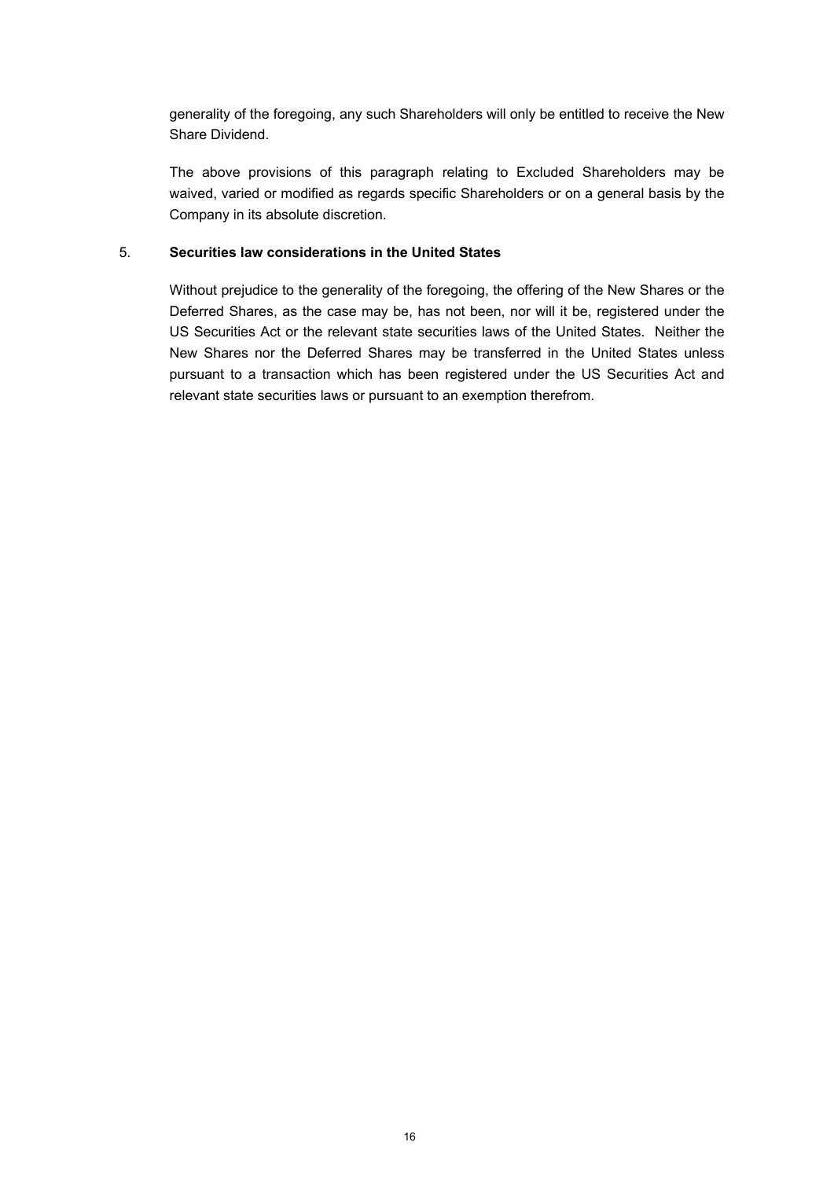generality of the foregoing, any such Shareholders will only be entitled to receive the New Share Dividend.

The above provisions of this paragraph relating to Excluded Shareholders may be waived, varied or modified as regards specific Shareholders or on a general basis by the Company in its absolute discretion.

5. **Securities law considerations in the United States**

Without prejudice to the generality of the foregoing, the offering of the New Shares or the Deferred Shares, as the case may be, has not been, nor will it be, registered under the US Securities Act or the relevant state securities laws of the United States. Neither the New Shares nor the Deferred Shares may be transferred in the United States unless pursuant to a transaction which has been registered under the US Securities Act and relevant state securities laws or pursuant to an exemption therefrom.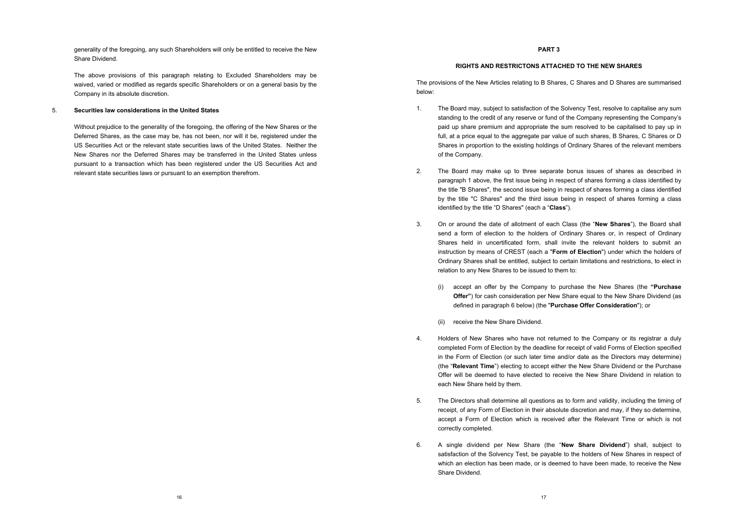generality of the foregoing, any such Shareholders will only be entitled to receive the New Share Dividend.

The above provisions of this paragraph relating to Excluded Shareholders may be waived, varied or modified as regards specific Shareholders or on a general basis by the Company in its absolute discretion.

5. **Securities law considerations in the United States**

Without prejudice to the generality of the foregoing, the offering of the New Shares or the Deferred Shares, as the case may be, has not been, nor will it be, registered under the US Securities Act or the relevant state securities laws of the United States. Neither the New Shares nor the Deferred Shares may be transferred in the United States unless pursuant to a transaction which has been registered under the US Securities Act and relevant state securities laws or pursuant to an exemption therefrom.

## PART 3

### RIGHTS AND RESTRICTONS ATTACHED TO THE NEW SHARES

The provisions of the New Articles relating to B Shares, C Shares and D Shares are summarised below:

1. The Board may, subject to satisfaction of the Solvency Test, resolve to capitalise any sum standing to the credit of any reserve or fund of the Company representing the Company's paid up share premium and appropriate the sum resolved to be capitalised to pay up in full, at a price equal to the aggregate par value of such shares, B Shares, C Shares or D Shares in proportion to the existing holdings of Ordinary Shares of the relevant members of the Company.

2. The Board may make up to three separate bonus issues of shares as described in paragraph 1 above, the first issue being in respect of shares forming a class identified by the title "B Shares", the second issue being in respect of shares forming a class identified by the title "C Shares" and the third issue being in respect of shares forming a class identified by the title "D Shares" (each a "**Class**").

3. On or around the date of allotment of each Class (the "**New Shares**"), the Board shall send a form of election to the holders of Ordinary Shares or, in respect of Ordinary Shares held in uncertificated form, shall invite the relevant holders to submit an instruction by means of CREST (each a "**Form of Election**") under which the holders of Ordinary Shares shall be entitled, subject to certain limitations and restrictions, to elect in relation to any New Shares to be issued to them to:

   (i) accept an offer by the Company to purchase the New Shares (the **"Purchase Offer"**) for cash consideration per New Share equal to the New Share Dividend (as defined in paragraph 6 below) (the "**Purchase Offer Consideration**"); or

   (ii) receive the New Share Dividend.

4. Holders of New Shares who have not returned to the Company or its registrar a duly completed Form of Election by the deadline for receipt of valid Forms of Election specified in the Form of Election (or such later time and/or date as the Directors may determine) (the "**Relevant Time**") electing to accept either the New Share Dividend or the Purchase Offer will be deemed to have elected to receive the New Share Dividend in relation to each New Share held by them.

5. The Directors shall determine all questions as to form and validity, including the timing of receipt, of any Form of Election in their absolute discretion and may, if they so determine, accept a Form of Election which is received after the Relevant Time or which is not correctly completed.

6. A single dividend per New Share (the "**New Share Dividend**") shall, subject to satisfaction of the Solvency Test, be payable to the holders of New Shares in respect of which an election has been made, or is deemed to have been made, to receive the New Share Dividend.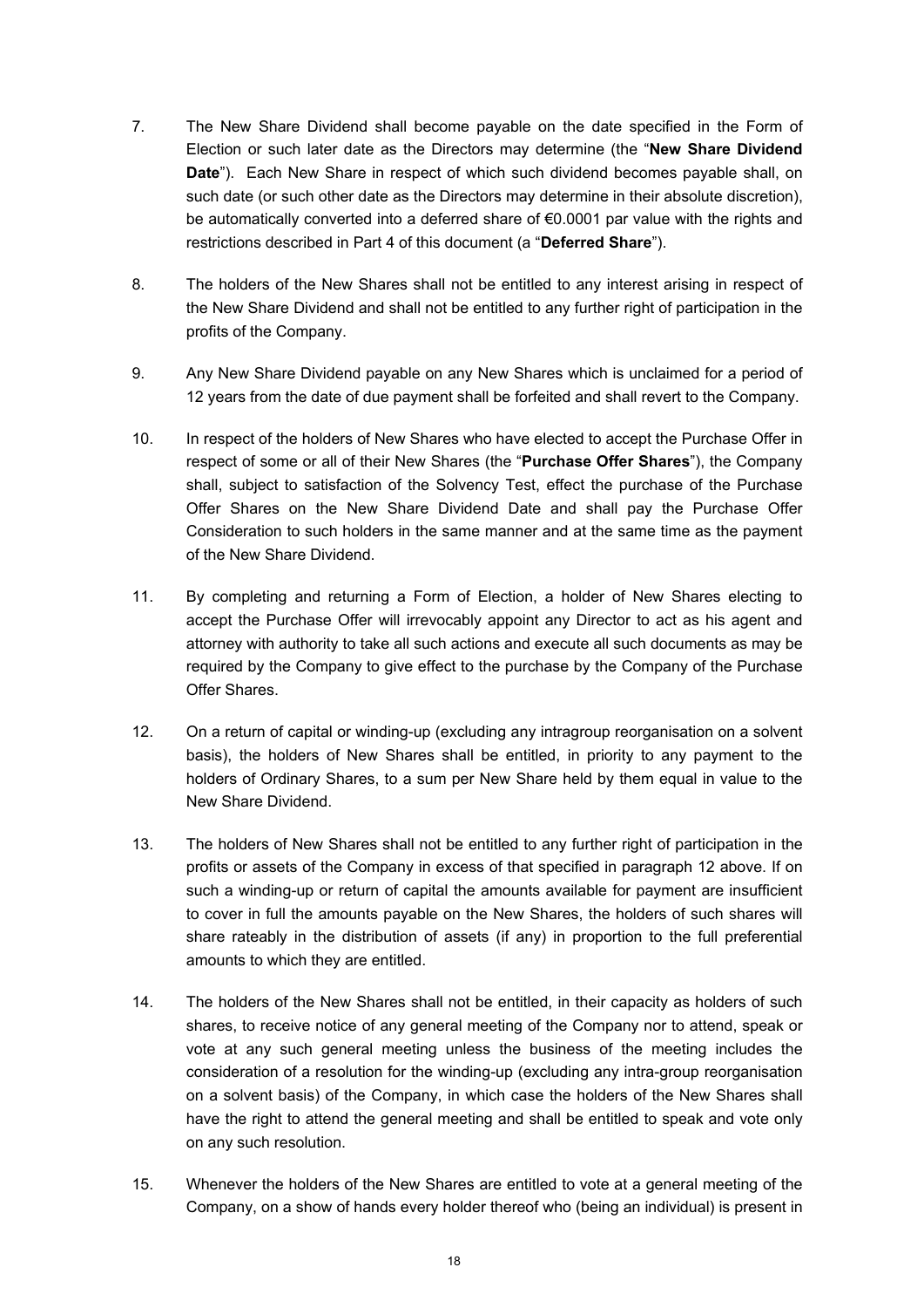7. The New Share Dividend shall become payable on the date specified in the Form of Election or such later date as the Directors may determine (the "**New Share Dividend Date**"). Each New Share in respect of which such dividend becomes payable shall, on such date (or such other date as the Directors may determine in their absolute discretion), be automatically converted into a deferred share of €0.0001 par value with the rights and restrictions described in Part 4 of this document (a "**Deferred Share**").

8. The holders of the New Shares shall not be entitled to any interest arising in respect of the New Share Dividend and shall not be entitled to any further right of participation in the profits of the Company.

9. Any New Share Dividend payable on any New Shares which is unclaimed for a period of 12 years from the date of due payment shall be forfeited and shall revert to the Company.

10. In respect of the holders of New Shares who have elected to accept the Purchase Offer in respect of some or all of their New Shares (the "**Purchase Offer Shares**"), the Company shall, subject to satisfaction of the Solvency Test, effect the purchase of the Purchase Offer Shares on the New Share Dividend Date and shall pay the Purchase Offer Consideration to such holders in the same manner and at the same time as the payment of the New Share Dividend.

11. By completing and returning a Form of Election, a holder of New Shares electing to accept the Purchase Offer will irrevocably appoint any Director to act as his agent and attorney with authority to take all such actions and execute all such documents as may be required by the Company to give effect to the purchase by the Company of the Purchase Offer Shares.

12. On a return of capital or winding-up (excluding any intragroup reorganisation on a solvent basis), the holders of New Shares shall be entitled, in priority to any payment to the holders of Ordinary Shares, to a sum per New Share held by them equal in value to the New Share Dividend.

13. The holders of New Shares shall not be entitled to any further right of participation in the profits or assets of the Company in excess of that specified in paragraph 12 above. If on such a winding-up or return of capital the amounts available for payment are insufficient to cover in full the amounts payable on the New Shares, the holders of such shares will share rateably in the distribution of assets (if any) in proportion to the full preferential amounts to which they are entitled.

14. The holders of the New Shares shall not be entitled, in their capacity as holders of such shares, to receive notice of any general meeting of the Company nor to attend, speak or vote at any such general meeting unless the business of the meeting includes the consideration of a resolution for the winding-up (excluding any intra-group reorganisation on a solvent basis) of the Company, in which case the holders of the New Shares shall have the right to attend the general meeting and shall be entitled to speak and vote only on any such resolution.

15. Whenever the holders of the New Shares are entitled to vote at a general meeting of the Company, on a show of hands every holder thereof who (being an individual) is present in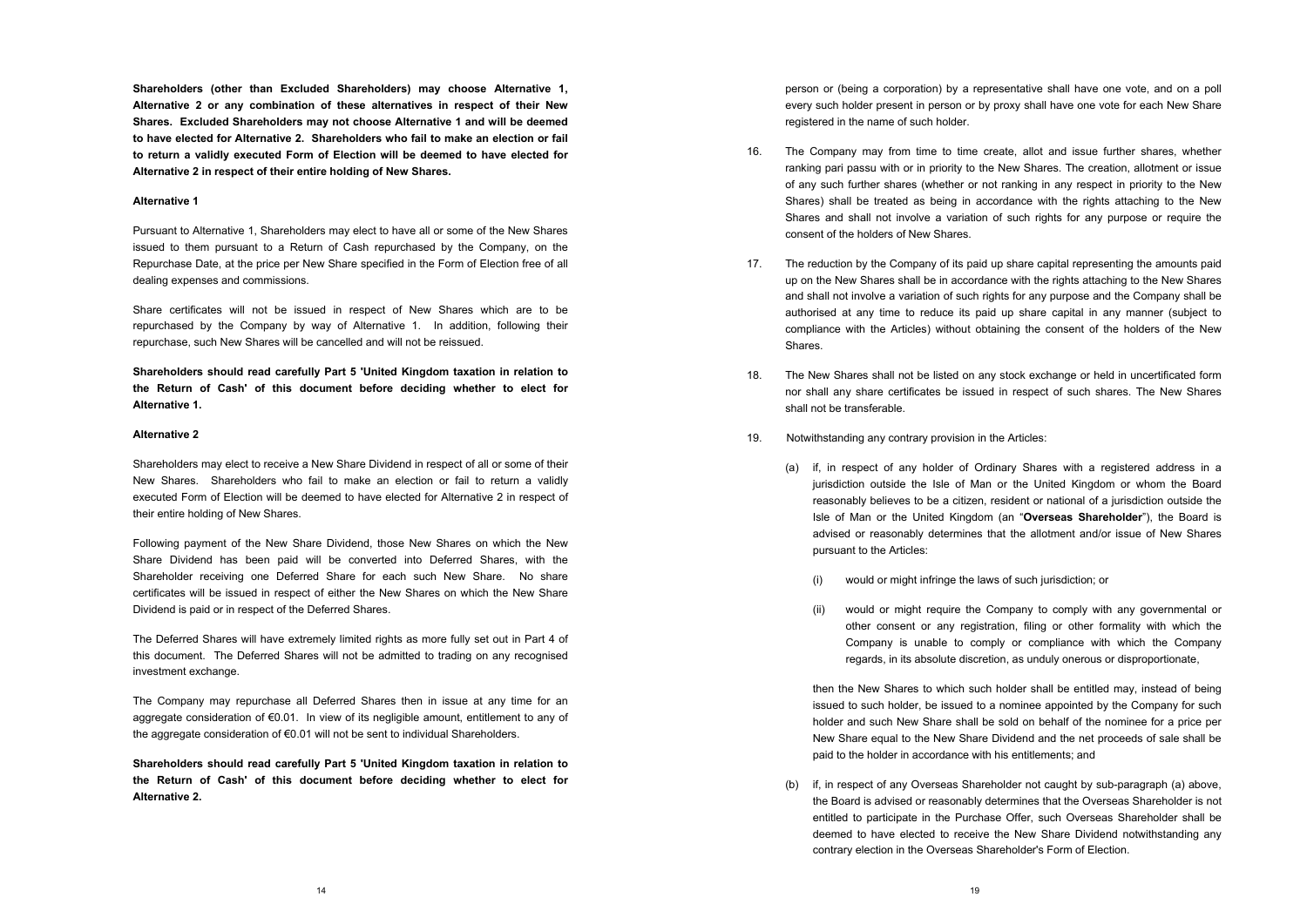**Shareholders (other than Excluded Shareholders) may choose Alternative 1, Alternative 2 or any combination of these alternatives in respect of their New Shares. Excluded Shareholders may not choose Alternative 1 and will be deemed to have elected for Alternative 2. Shareholders who fail to make an election or fail to return a validly executed Form of Election will be deemed to have elected for Alternative 2 in respect of their entire holding of New Shares.**

**Alternative 1**

Pursuant to Alternative 1, Shareholders may elect to have all or some of the New Shares issued to them pursuant to a Return of Cash repurchased by the Company, on the Repurchase Date, at the price per New Share specified in the Form of Election free of all dealing expenses and commissions.

Share certificates will not be issued in respect of New Shares which are to be repurchased by the Company by way of Alternative 1. In addition, following their repurchase, such New Shares will be cancelled and will not be reissued.

**Shareholders should read carefully Part 5 'United Kingdom taxation in relation to the Return of Cash' of this document before deciding whether to elect for Alternative 1.**

**Alternative 2**

Shareholders may elect to receive a New Share Dividend in respect of all or some of their New Shares. Shareholders who fail to make an election or fail to return a validly executed Form of Election will be deemed to have elected for Alternative 2 in respect of their entire holding of New Shares.

Following payment of the New Share Dividend, those New Shares on which the New Share Dividend has been paid will be converted into Deferred Shares, with the Shareholder receiving one Deferred Share for each such New Share. No share certificates will be issued in respect of either the New Shares on which the New Share Dividend is paid or in respect of the Deferred Shares.

The Deferred Shares will have extremely limited rights as more fully set out in Part 4 of this document. The Deferred Shares will not be admitted to trading on any recognised investment exchange.

The Company may repurchase all Deferred Shares then in issue at any time for an aggregate consideration of €0.01. In view of its negligible amount, entitlement to any of the aggregate consideration of €0.01 will not be sent to individual Shareholders.

**Shareholders should read carefully Part 5 'United Kingdom taxation in relation to the Return of Cash' of this document before deciding whether to elect for Alternative 2.**

person or (being a corporation) by a representative shall have one vote, and on a poll every such holder present in person or by proxy shall have one vote for each New Share registered in the name of such holder.

16. The Company may from time to time create, allot and issue further shares, whether ranking pari passu with or in priority to the New Shares. The creation, allotment or issue of any such further shares (whether or not ranking in any respect in priority to the New Shares) shall be treated as being in accordance with the rights attaching to the New Shares and shall not involve a variation of such rights for any purpose or require the consent of the holders of New Shares.

17. The reduction by the Company of its paid up share capital representing the amounts paid up on the New Shares shall be in accordance with the rights attaching to the New Shares and shall not involve a variation of such rights for any purpose and the Company shall be authorised at any time to reduce its paid up share capital in any manner (subject to compliance with the Articles) without obtaining the consent of the holders of the New Shares.

18. The New Shares shall not be listed on any stock exchange or held in uncertificated form nor shall any share certificates be issued in respect of such shares. The New Shares shall not be transferable.

19. Notwithstanding any contrary provision in the Articles:

    (a) if, in respect of any holder of Ordinary Shares with a registered address in a jurisdiction outside the Isle of Man or the United Kingdom or whom the Board reasonably believes to be a citizen, resident or national of a jurisdiction outside the Isle of Man or the United Kingdom (an "**Overseas Shareholder**"), the Board is advised or reasonably determines that the allotment and/or issue of New Shares pursuant to the Articles:

        (i) would or might infringe the laws of such jurisdiction; or

        (ii) would or might require the Company to comply with any governmental or other consent or any registration, filing or other formality with which the Company is unable to comply or compliance with which the Company regards, in its absolute discretion, as unduly onerous or disproportionate,

    then the New Shares to which such holder shall be entitled may, instead of being issued to such holder, be issued to a nominee appointed by the Company for such holder and such New Share shall be sold on behalf of the nominee for a price per New Share equal to the New Share Dividend and the net proceeds of sale shall be paid to the holder in accordance with his entitlements; and

    (b) if, in respect of any Overseas Shareholder not caught by sub-paragraph (a) above, the Board is advised or reasonably determines that the Overseas Shareholder is not entitled to participate in the Purchase Offer, such Overseas Shareholder shall be deemed to have elected to receive the New Share Dividend notwithstanding any contrary election in the Overseas Shareholder's Form of Election.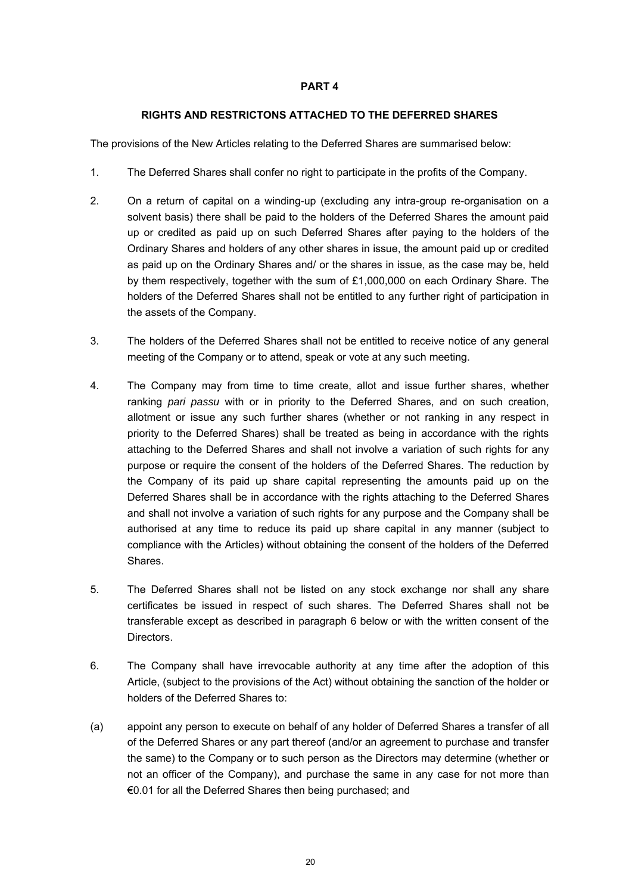## PART 4

### RIGHTS AND RESTRICTONS ATTACHED TO THE DEFERRED SHARES

The provisions of the New Articles relating to the Deferred Shares are summarised below:

1. The Deferred Shares shall confer no right to participate in the profits of the Company.

2. On a return of capital on a winding-up (excluding any intra-group re-organisation on a solvent basis) there shall be paid to the holders of the Deferred Shares the amount paid up or credited as paid up on such Deferred Shares after paying to the holders of the Ordinary Shares and holders of any other shares in issue, the amount paid up or credited as paid up on the Ordinary Shares and/ or the shares in issue, as the case may be, held by them respectively, together with the sum of £1,000,000 on each Ordinary Share. The holders of the Deferred Shares shall not be entitled to any further right of participation in the assets of the Company.

3. The holders of the Deferred Shares shall not be entitled to receive notice of any general meeting of the Company or to attend, speak or vote at any such meeting.

4. The Company may from time to time create, allot and issue further shares, whether ranking *pari passu* with or in priority to the Deferred Shares, and on such creation, allotment or issue any such further shares (whether or not ranking in any respect in priority to the Deferred Shares) shall be treated as being in accordance with the rights attaching to the Deferred Shares and shall not involve a variation of such rights for any purpose or require the consent of the holders of the Deferred Shares. The reduction by the Company of its paid up share capital representing the amounts paid up on the Deferred Shares shall be in accordance with the rights attaching to the Deferred Shares and shall not involve a variation of such rights for any purpose and the Company shall be authorised at any time to reduce its paid up share capital in any manner (subject to compliance with the Articles) without obtaining the consent of the holders of the Deferred Shares.

5. The Deferred Shares shall not be listed on any stock exchange nor shall any share certificates be issued in respect of such shares. The Deferred Shares shall not be transferable except as described in paragraph 6 below or with the written consent of the Directors.

6. The Company shall have irrevocable authority at any time after the adoption of this Article, (subject to the provisions of the Act) without obtaining the sanction of the holder or holders of the Deferred Shares to:

(a) appoint any person to execute on behalf of any holder of Deferred Shares a transfer of all of the Deferred Shares or any part thereof (and/or an agreement to purchase and transfer the same) to the Company or to such person as the Directors may determine (whether or not an officer of the Company), and purchase the same in any case for not more than €0.01 for all the Deferred Shares then being purchased; and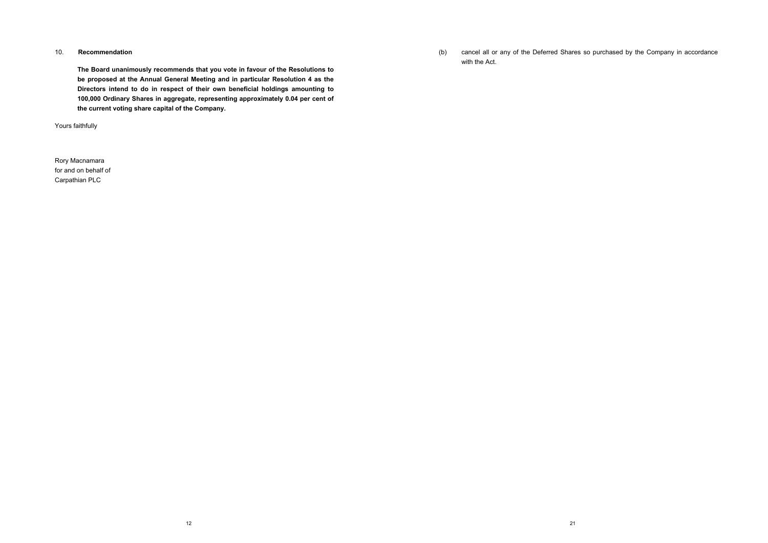## 10. Recommendation

**The Board unanimously recommends that you vote in favour of the Resolutions to be proposed at the Annual General Meeting and in particular Resolution 4 as the Directors intend to do in respect of their own beneficial holdings amounting to 100,000 Ordinary Shares in aggregate, representing approximately 0.04 per cent of the current voting share capital of the Company.**

Yours faithfully

Rory Macnamara
for and on behalf of
Carpathian PLC

(b) cancel all or any of the Deferred Shares so purchased by the Company in accordance with the Act.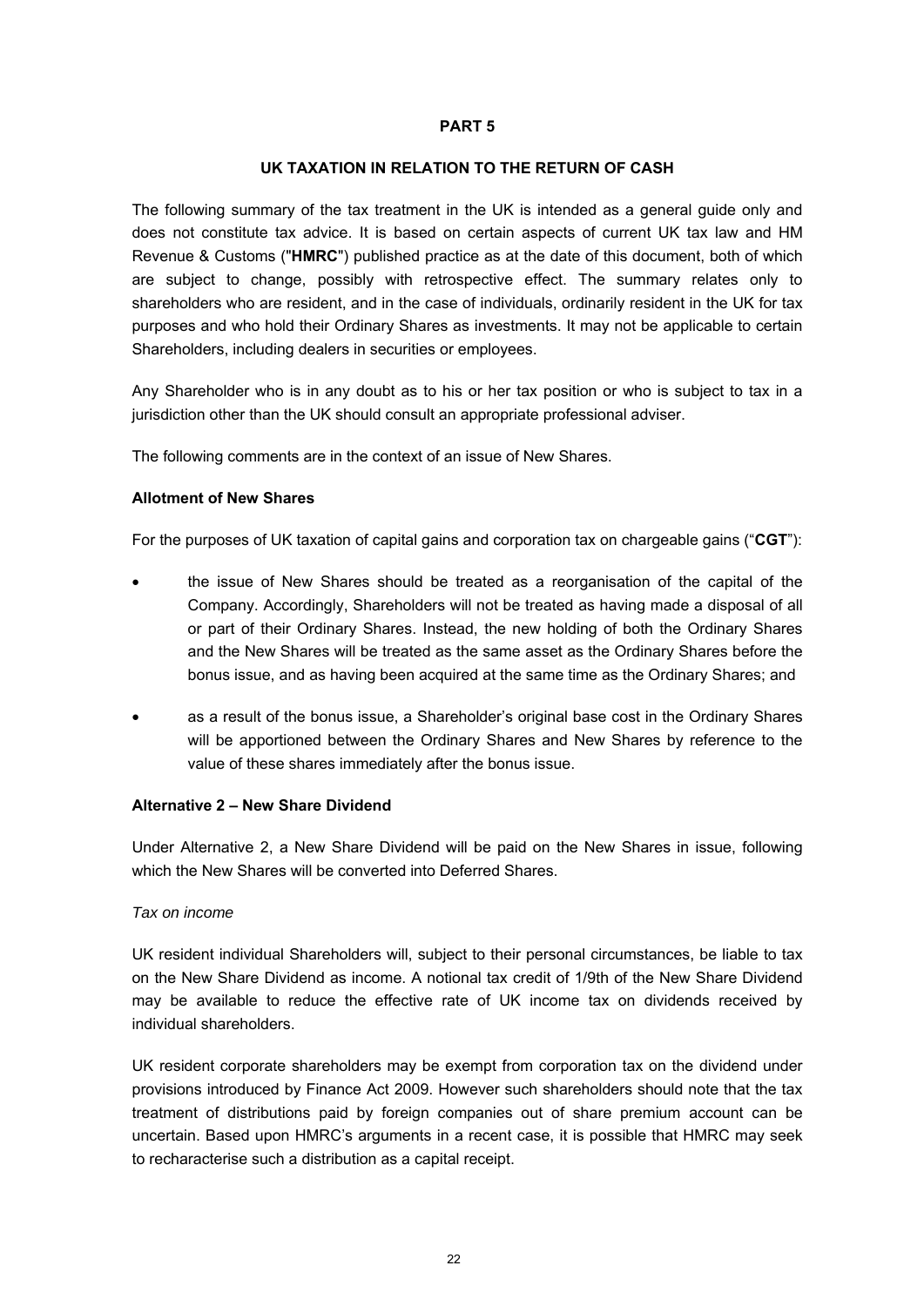# PART 5

## UK TAXATION IN RELATION TO THE RETURN OF CASH

The following summary of the tax treatment in the UK is intended as a general guide only and does not constitute tax advice. It is based on certain aspects of current UK tax law and HM Revenue & Customs ("**HMRC**") published practice as at the date of this document, both of which are subject to change, possibly with retrospective effect. The summary relates only to shareholders who are resident, and in the case of individuals, ordinarily resident in the UK for tax purposes and who hold their Ordinary Shares as investments. It may not be applicable to certain Shareholders, including dealers in securities or employees.

Any Shareholder who is in any doubt as to his or her tax position or who is subject to tax in a jurisdiction other than the UK should consult an appropriate professional adviser.

The following comments are in the context of an issue of New Shares.

### Allotment of New Shares

For the purposes of UK taxation of capital gains and corporation tax on chargeable gains ("**CGT**"):

- the issue of New Shares should be treated as a reorganisation of the capital of the Company. Accordingly, Shareholders will not be treated as having made a disposal of all or part of their Ordinary Shares. Instead, the new holding of both the Ordinary Shares and the New Shares will be treated as the same asset as the Ordinary Shares before the bonus issue, and as having been acquired at the same time as the Ordinary Shares; and
- as a result of the bonus issue, a Shareholder's original base cost in the Ordinary Shares will be apportioned between the Ordinary Shares and New Shares by reference to the value of these shares immediately after the bonus issue.

### Alternative 2 – New Share Dividend

Under Alternative 2, a New Share Dividend will be paid on the New Shares in issue, following which the New Shares will be converted into Deferred Shares.

*Tax on income*

UK resident individual Shareholders will, subject to their personal circumstances, be liable to tax on the New Share Dividend as income. A notional tax credit of 1/9th of the New Share Dividend may be available to reduce the effective rate of UK income tax on dividends received by individual shareholders.

UK resident corporate shareholders may be exempt from corporation tax on the dividend under provisions introduced by Finance Act 2009. However such shareholders should note that the tax treatment of distributions paid by foreign companies out of share premium account can be uncertain. Based upon HMRC's arguments in a recent case, it is possible that HMRC may seek to recharacterise such a distribution as a capital receipt.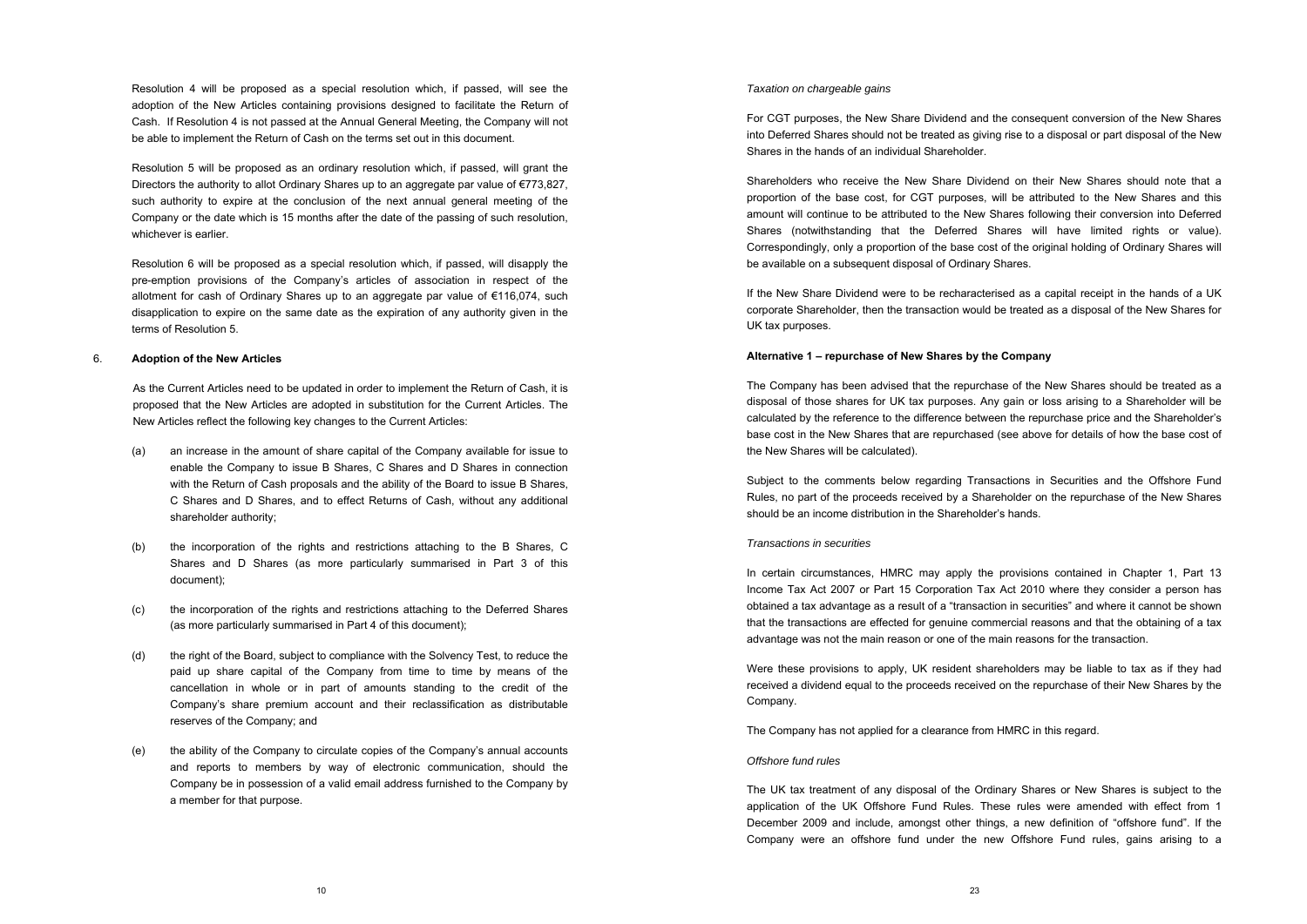Resolution 4 will be proposed as a special resolution which, if passed, will see the adoption of the New Articles containing provisions designed to facilitate the Return of Cash. If Resolution 4 is not passed at the Annual General Meeting, the Company will not be able to implement the Return of Cash on the terms set out in this document.

Resolution 5 will be proposed as an ordinary resolution which, if passed, will grant the Directors the authority to allot Ordinary Shares up to an aggregate par value of €773,827, such authority to expire at the conclusion of the next annual general meeting of the Company or the date which is 15 months after the date of the passing of such resolution, whichever is earlier.

Resolution 6 will be proposed as a special resolution which, if passed, will disapply the pre-emption provisions of the Company's articles of association in respect of the allotment for cash of Ordinary Shares up to an aggregate par value of €116,074, such disapplication to expire on the same date as the expiration of any authority given in the terms of Resolution 5.

## 6. Adoption of the New Articles

As the Current Articles need to be updated in order to implement the Return of Cash, it is proposed that the New Articles are adopted in substitution for the Current Articles. The New Articles reflect the following key changes to the Current Articles:

(a) an increase in the amount of share capital of the Company available for issue to enable the Company to issue B Shares, C Shares and D Shares in connection with the Return of Cash proposals and the ability of the Board to issue B Shares, C Shares and D Shares, and to effect Returns of Cash, without any additional shareholder authority;

(b) the incorporation of the rights and restrictions attaching to the B Shares, C Shares and D Shares (as more particularly summarised in Part 3 of this document);

(c) the incorporation of the rights and restrictions attaching to the Deferred Shares (as more particularly summarised in Part 4 of this document);

(d) the right of the Board, subject to compliance with the Solvency Test, to reduce the paid up share capital of the Company from time to time by means of the cancellation in whole or in part of amounts standing to the credit of the Company's share premium account and their reclassification as distributable reserves of the Company; and

(e) the ability of the Company to circulate copies of the Company's annual accounts and reports to members by way of electronic communication, should the Company be in possession of a valid email address furnished to the Company by a member for that purpose.

*Taxation on chargeable gains*

For CGT purposes, the New Share Dividend and the consequent conversion of the New Shares into Deferred Shares should not be treated as giving rise to a disposal or part disposal of the New Shares in the hands of an individual Shareholder.

Shareholders who receive the New Share Dividend on their New Shares should note that a proportion of the base cost, for CGT purposes, will be attributed to the New Shares and this amount will continue to be attributed to the New Shares following their conversion into Deferred Shares (notwithstanding that the Deferred Shares will have limited rights or value). Correspondingly, only a proportion of the base cost of the original holding of Ordinary Shares will be available on a subsequent disposal of Ordinary Shares.

If the New Share Dividend were to be recharacterised as a capital receipt in the hands of a UK corporate Shareholder, then the transaction would be treated as a disposal of the New Shares for UK tax purposes.

**Alternative 1 – repurchase of New Shares by the Company**

The Company has been advised that the repurchase of the New Shares should be treated as a disposal of those shares for UK tax purposes. Any gain or loss arising to a Shareholder will be calculated by the reference to the difference between the repurchase price and the Shareholder's base cost in the New Shares that are repurchased (see above for details of how the base cost of the New Shares will be calculated).

Subject to the comments below regarding Transactions in Securities and the Offshore Fund Rules, no part of the proceeds received by a Shareholder on the repurchase of the New Shares should be an income distribution in the Shareholder's hands.

*Transactions in securities*

In certain circumstances, HMRC may apply the provisions contained in Chapter 1, Part 13 Income Tax Act 2007 or Part 15 Corporation Tax Act 2010 where they consider a person has obtained a tax advantage as a result of a "transaction in securities" and where it cannot be shown that the transactions are effected for genuine commercial reasons and that the obtaining of a tax advantage was not the main reason or one of the main reasons for the transaction.

Were these provisions to apply, UK resident shareholders may be liable to tax as if they had received a dividend equal to the proceeds received on the repurchase of their New Shares by the Company.

The Company has not applied for a clearance from HMRC in this regard.

*Offshore fund rules*

The UK tax treatment of any disposal of the Ordinary Shares or New Shares is subject to the application of the UK Offshore Fund Rules. These rules were amended with effect from 1 December 2009 and include, amongst other things, a new definition of "offshore fund". If the Company were an offshore fund under the new Offshore Fund rules, gains arising to a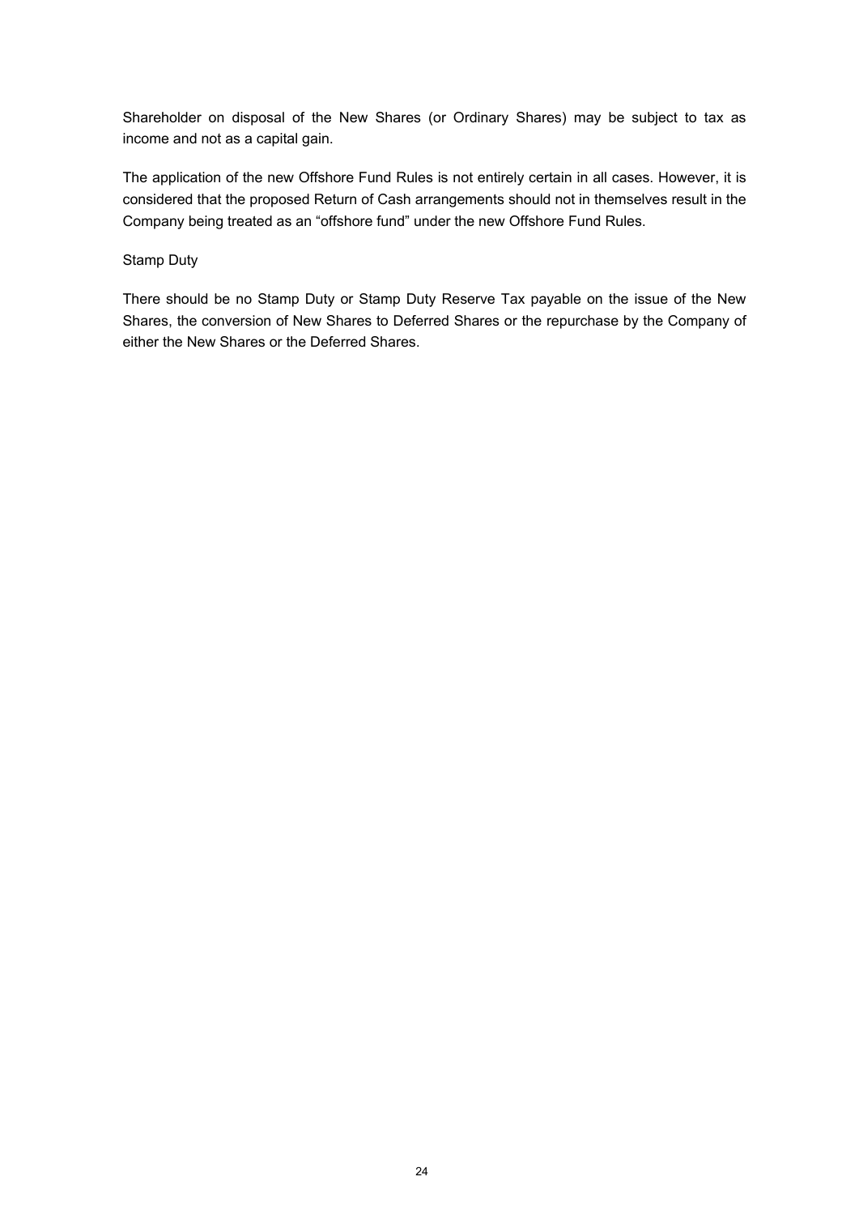Shareholder on disposal of the New Shares (or Ordinary Shares) may be subject to tax as income and not as a capital gain.

The application of the new Offshore Fund Rules is not entirely certain in all cases. However, it is considered that the proposed Return of Cash arrangements should not in themselves result in the Company being treated as an "offshore fund" under the new Offshore Fund Rules.

Stamp Duty

There should be no Stamp Duty or Stamp Duty Reserve Tax payable on the issue of the New Shares, the conversion of New Shares to Deferred Shares or the repurchase by the Company of either the New Shares or the Deferred Shares.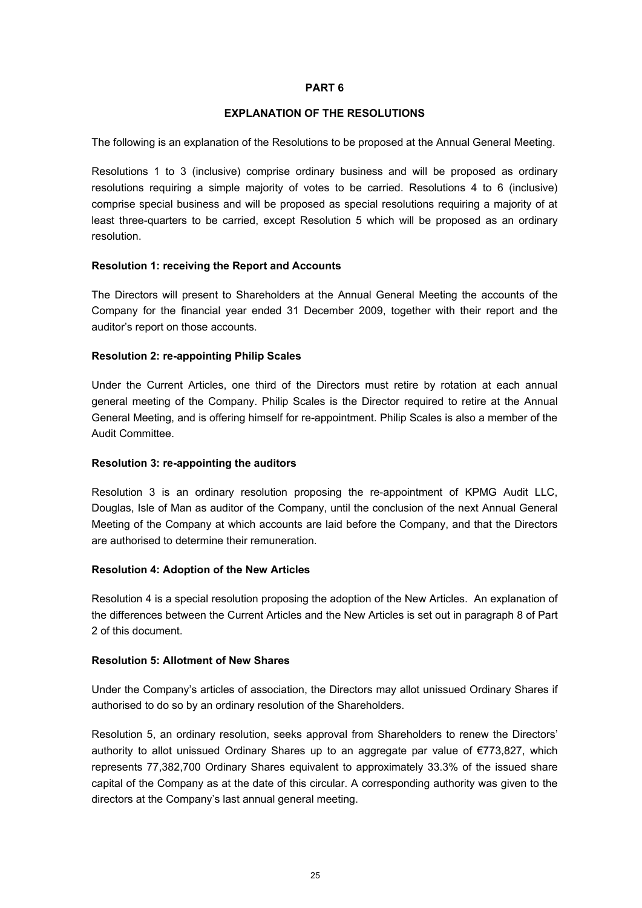# PART 6

## EXPLANATION OF THE RESOLUTIONS

The following is an explanation of the Resolutions to be proposed at the Annual General Meeting.

Resolutions 1 to 3 (inclusive) comprise ordinary business and will be proposed as ordinary resolutions requiring a simple majority of votes to be carried. Resolutions 4 to 6 (inclusive) comprise special business and will be proposed as special resolutions requiring a majority of at least three-quarters to be carried, except Resolution 5 which will be proposed as an ordinary resolution.

**Resolution 1: receiving the Report and Accounts**

The Directors will present to Shareholders at the Annual General Meeting the accounts of the Company for the financial year ended 31 December 2009, together with their report and the auditor's report on those accounts.

**Resolution 2: re-appointing Philip Scales**

Under the Current Articles, one third of the Directors must retire by rotation at each annual general meeting of the Company. Philip Scales is the Director required to retire at the Annual General Meeting, and is offering himself for re-appointment. Philip Scales is also a member of the Audit Committee.

**Resolution 3: re-appointing the auditors**

Resolution 3 is an ordinary resolution proposing the re-appointment of KPMG Audit LLC, Douglas, Isle of Man as auditor of the Company, until the conclusion of the next Annual General Meeting of the Company at which accounts are laid before the Company, and that the Directors are authorised to determine their remuneration.

**Resolution 4: Adoption of the New Articles**

Resolution 4 is a special resolution proposing the adoption of the New Articles. An explanation of the differences between the Current Articles and the New Articles is set out in paragraph 8 of Part 2 of this document.

**Resolution 5: Allotment of New Shares**

Under the Company's articles of association, the Directors may allot unissued Ordinary Shares if authorised to do so by an ordinary resolution of the Shareholders.

Resolution 5, an ordinary resolution, seeks approval from Shareholders to renew the Directors' authority to allot unissued Ordinary Shares up to an aggregate par value of €773,827, which represents 77,382,700 Ordinary Shares equivalent to approximately 33.3% of the issued share capital of the Company as at the date of this circular. A corresponding authority was given to the directors at the Company's last annual general meeting.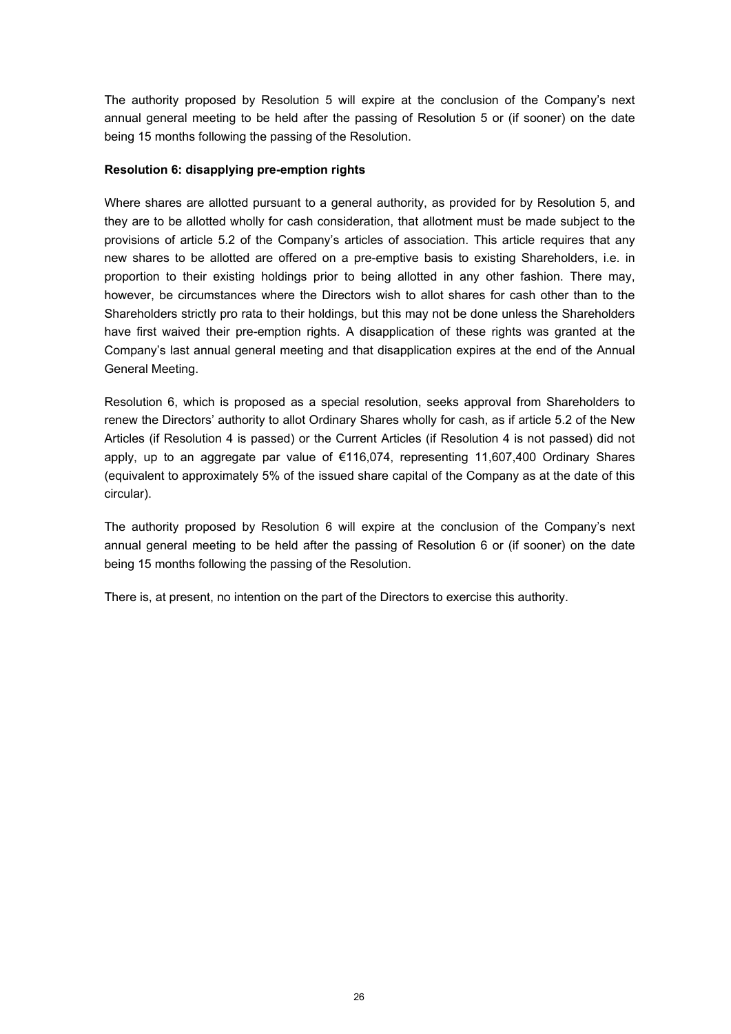The authority proposed by Resolution 5 will expire at the conclusion of the Company's next annual general meeting to be held after the passing of Resolution 5 or (if sooner) on the date being 15 months following the passing of the Resolution.

**Resolution 6: disapplying pre-emption rights**

Where shares are allotted pursuant to a general authority, as provided for by Resolution 5, and they are to be allotted wholly for cash consideration, that allotment must be made subject to the provisions of article 5.2 of the Company's articles of association. This article requires that any new shares to be allotted are offered on a pre-emptive basis to existing Shareholders, i.e. in proportion to their existing holdings prior to being allotted in any other fashion. There may, however, be circumstances where the Directors wish to allot shares for cash other than to the Shareholders strictly pro rata to their holdings, but this may not be done unless the Shareholders have first waived their pre-emption rights. A disapplication of these rights was granted at the Company's last annual general meeting and that disapplication expires at the end of the Annual General Meeting.

Resolution 6, which is proposed as a special resolution, seeks approval from Shareholders to renew the Directors' authority to allot Ordinary Shares wholly for cash, as if article 5.2 of the New Articles (if Resolution 4 is passed) or the Current Articles (if Resolution 4 is not passed) did not apply, up to an aggregate par value of €116,074, representing 11,607,400 Ordinary Shares (equivalent to approximately 5% of the issued share capital of the Company as at the date of this circular).

The authority proposed by Resolution 6 will expire at the conclusion of the Company's next annual general meeting to be held after the passing of Resolution 6 or (if sooner) on the date being 15 months following the passing of the Resolution.

There is, at present, no intention on the part of the Directors to exercise this authority.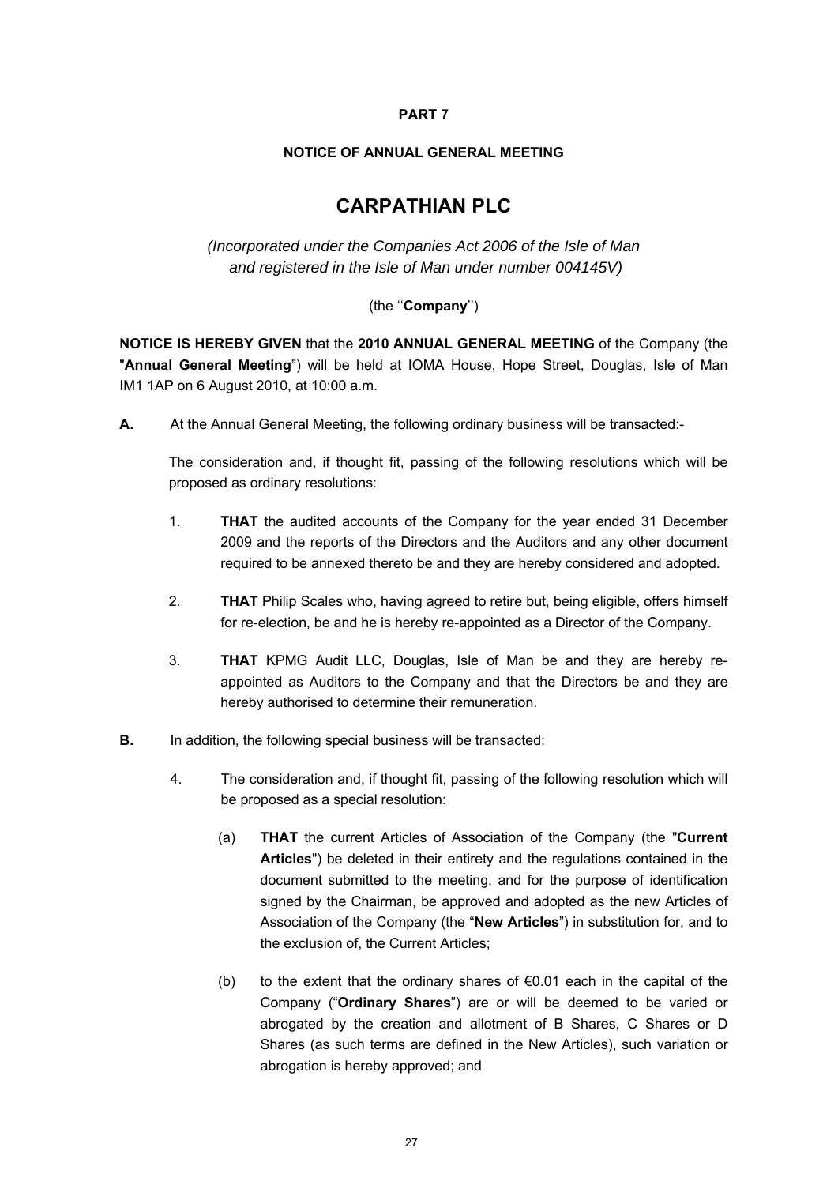**PART 7**

**NOTICE OF ANNUAL GENERAL MEETING**

# CARPATHIAN PLC

*(Incorporated under the Companies Act 2006 of the Isle of Man and registered in the Isle of Man under number 004145V)*

(the ''**Company**'')

**NOTICE IS HEREBY GIVEN** that the **2010 ANNUAL GENERAL MEETING** of the Company (the "**Annual General Meeting**") will be held at IOMA House, Hope Street, Douglas, Isle of Man IM1 1AP on 6 August 2010, at 10:00 a.m.

**A.** At the Annual General Meeting, the following ordinary business will be transacted:-

The consideration and, if thought fit, passing of the following resolutions which will be proposed as ordinary resolutions:

1. **THAT** the audited accounts of the Company for the year ended 31 December 2009 and the reports of the Directors and the Auditors and any other document required to be annexed thereto be and they are hereby considered and adopted.

2. **THAT** Philip Scales who, having agreed to retire but, being eligible, offers himself for re-election, be and he is hereby re-appointed as a Director of the Company.

3. **THAT** KPMG Audit LLC, Douglas, Isle of Man be and they are hereby re-appointed as Auditors to the Company and that the Directors be and they are hereby authorised to determine their remuneration.

**B.** In addition, the following special business will be transacted:

4. The consideration and, if thought fit, passing of the following resolution which will be proposed as a special resolution:

   (a) **THAT** the current Articles of Association of the Company (the "**Current Articles**") be deleted in their entirety and the regulations contained in the document submitted to the meeting, and for the purpose of identification signed by the Chairman, be approved and adopted as the new Articles of Association of the Company (the "**New Articles**") in substitution for, and to the exclusion of, the Current Articles;

   (b) to the extent that the ordinary shares of €0.01 each in the capital of the Company ("**Ordinary Shares**") are or will be deemed to be varied or abrogated by the creation and allotment of B Shares, C Shares or D Shares (as such terms are defined in the New Articles), such variation or abrogation is hereby approved; and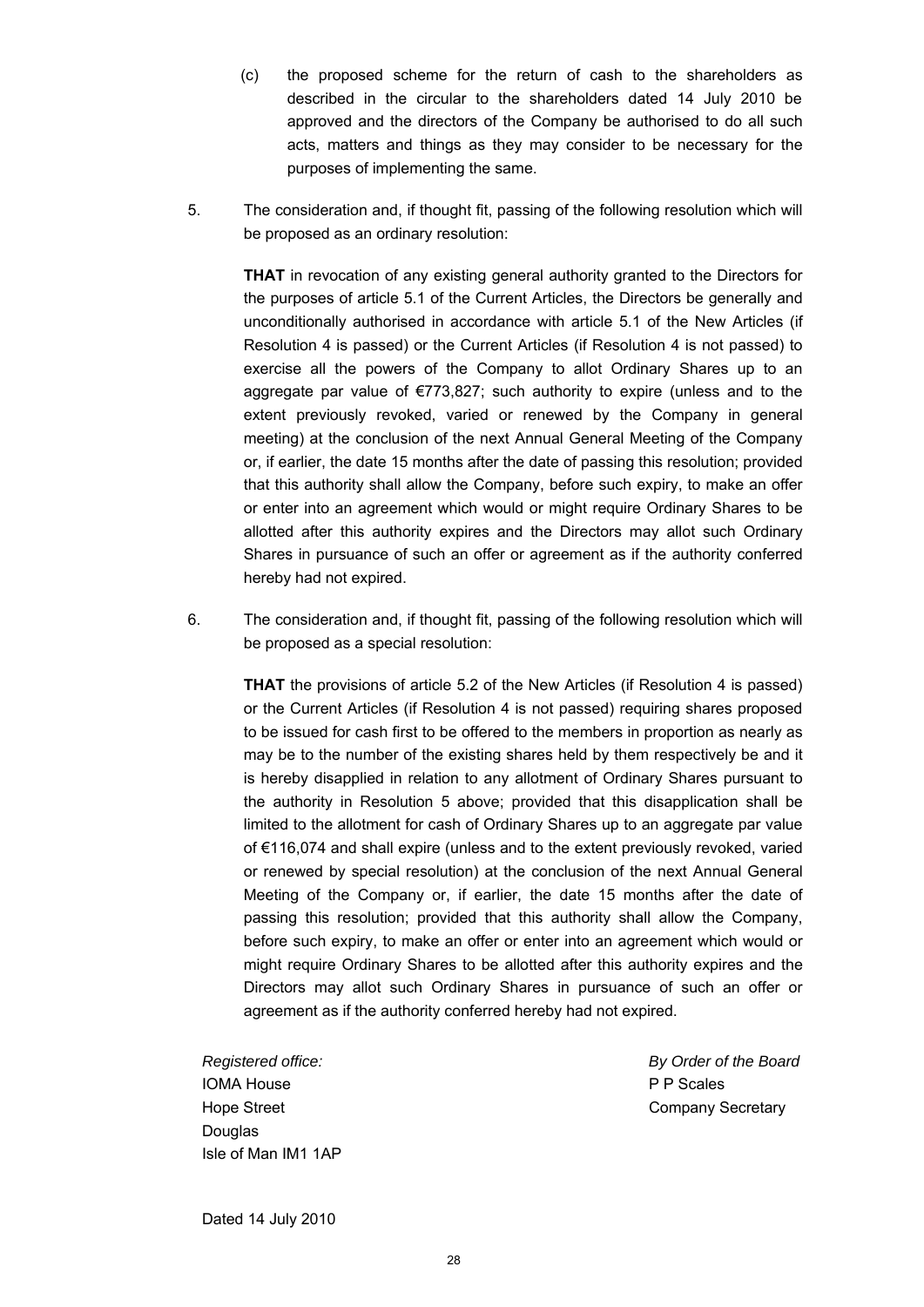(c) the proposed scheme for the return of cash to the shareholders as described in the circular to the shareholders dated 14 July 2010 be approved and the directors of the Company be authorised to do all such acts, matters and things as they may consider to be necessary for the purposes of implementing the same.

5. The consideration and, if thought fit, passing of the following resolution which will be proposed as an ordinary resolution:

   **THAT** in revocation of any existing general authority granted to the Directors for the purposes of article 5.1 of the Current Articles, the Directors be generally and unconditionally authorised in accordance with article 5.1 of the New Articles (if Resolution 4 is passed) or the Current Articles (if Resolution 4 is not passed) to exercise all the powers of the Company to allot Ordinary Shares up to an aggregate par value of €773,827; such authority to expire (unless and to the extent previously revoked, varied or renewed by the Company in general meeting) at the conclusion of the next Annual General Meeting of the Company or, if earlier, the date 15 months after the date of passing this resolution; provided that this authority shall allow the Company, before such expiry, to make an offer or enter into an agreement which would or might require Ordinary Shares to be allotted after this authority expires and the Directors may allot such Ordinary Shares in pursuance of such an offer or agreement as if the authority conferred hereby had not expired.

6. The consideration and, if thought fit, passing of the following resolution which will be proposed as a special resolution:

   **THAT** the provisions of article 5.2 of the New Articles (if Resolution 4 is passed) or the Current Articles (if Resolution 4 is not passed) requiring shares proposed to be issued for cash first to be offered to the members in proportion as nearly as may be to the number of the existing shares held by them respectively be and it is hereby disapplied in relation to any allotment of Ordinary Shares pursuant to the authority in Resolution 5 above; provided that this disapplication shall be limited to the allotment for cash of Ordinary Shares up to an aggregate par value of €116,074 and shall expire (unless and to the extent previously revoked, varied or renewed by special resolution) at the conclusion of the next Annual General Meeting of the Company or, if earlier, the date 15 months after the date of passing this resolution; provided that this authority shall allow the Company, before such expiry, to make an offer or enter into an agreement which would or might require Ordinary Shares to be allotted after this authority expires and the Directors may allot such Ordinary Shares in pursuance of such an offer or agreement as if the authority conferred hereby had not expired.

*Registered office:*
IOMA House
Hope Street
Douglas
Isle of Man IM1 1AP

*By Order of the Board*
P P Scales
Company Secretary

Dated 14 July 2010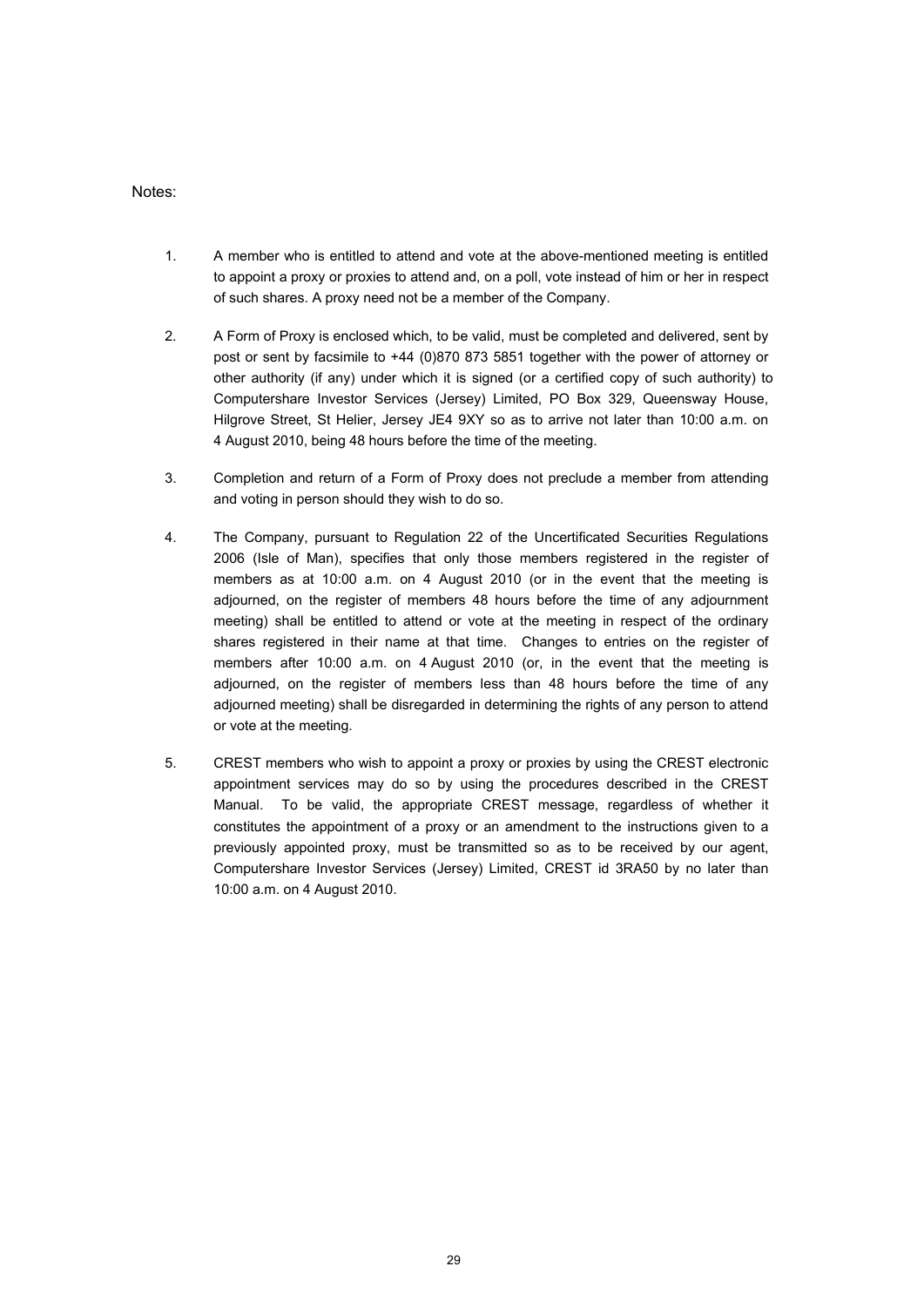Notes:

1. A member who is entitled to attend and vote at the above-mentioned meeting is entitled to appoint a proxy or proxies to attend and, on a poll, vote instead of him or her in respect of such shares. A proxy need not be a member of the Company.

2. A Form of Proxy is enclosed which, to be valid, must be completed and delivered, sent by post or sent by facsimile to +44 (0)870 873 5851 together with the power of attorney or other authority (if any) under which it is signed (or a certified copy of such authority) to Computershare Investor Services (Jersey) Limited, PO Box 329, Queensway House, Hilgrove Street, St Helier, Jersey JE4 9XY so as to arrive not later than 10:00 a.m. on 4 August 2010, being 48 hours before the time of the meeting.

3. Completion and return of a Form of Proxy does not preclude a member from attending and voting in person should they wish to do so.

4. The Company, pursuant to Regulation 22 of the Uncertificated Securities Regulations 2006 (Isle of Man), specifies that only those members registered in the register of members as at 10:00 a.m. on 4 August 2010 (or in the event that the meeting is adjourned, on the register of members 48 hours before the time of any adjournment meeting) shall be entitled to attend or vote at the meeting in respect of the ordinary shares registered in their name at that time. Changes to entries on the register of members after 10:00 a.m. on 4 August 2010 (or, in the event that the meeting is adjourned, on the register of members less than 48 hours before the time of any adjourned meeting) shall be disregarded in determining the rights of any person to attend or vote at the meeting.

5. CREST members who wish to appoint a proxy or proxies by using the CREST electronic appointment services may do so by using the procedures described in the CREST Manual. To be valid, the appropriate CREST message, regardless of whether it constitutes the appointment of a proxy or an amendment to the instructions given to a previously appointed proxy, must be transmitted so as to be received by our agent, Computershare Investor Services (Jersey) Limited, CREST id 3RA50 by no later than 10:00 a.m. on 4 August 2010.